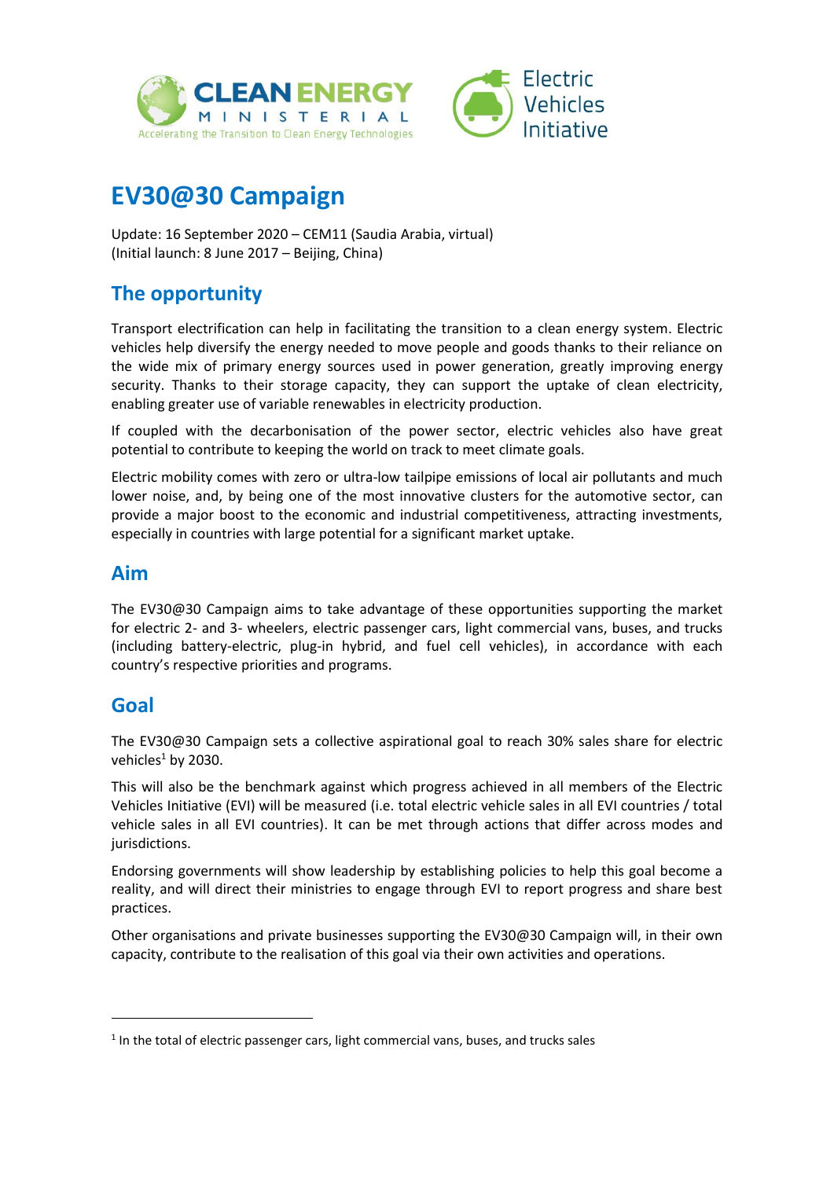# EV30@30 Campaign

Update: 16 September 2020 – CEM11 (Saudia Arabia, virtual)
(Initial launch: 8 June 2017 – Beijing, China)

## The opportunity

Transport electrification can help in facilitating the transition to a clean energy system. Electric vehicles help diversify the energy needed to move people and goods thanks to their reliance on the wide mix of primary energy sources used in power generation, greatly improving energy security. Thanks to their storage capacity, they can support the uptake of clean electricity, enabling greater use of variable renewables in electricity production.

If coupled with the decarbonisation of the power sector, electric vehicles also have great potential to contribute to keeping the world on track to meet climate goals.

Electric mobility comes with zero or ultra-low tailpipe emissions of local air pollutants and much lower noise, and, by being one of the most innovative clusters for the automotive sector, can provide a major boost to the economic and industrial competitiveness, attracting investments, especially in countries with large potential for a significant market uptake.

## Aim

The EV30@30 Campaign aims to take advantage of these opportunities supporting the market for electric 2- and 3- wheelers, electric passenger cars, light commercial vans, buses, and trucks (including battery-electric, plug-in hybrid, and fuel cell vehicles), in accordance with each country's respective priorities and programs.

## Goal

The EV30@30 Campaign sets a collective aspirational goal to reach 30% sales share for electric vehicles[1] by 2030.

This will also be the benchmark against which progress achieved in all members of the Electric Vehicles Initiative (EVI) will be measured (i.e. total electric vehicle sales in all EVI countries / total vehicle sales in all EVI countries). It can be met through actions that differ across modes and jurisdictions.

Endorsing governments will show leadership by establishing policies to help this goal become a reality, and will direct their ministries to engage through EVI to report progress and share best practices.

Other organisations and private businesses supporting the EV30@30 Campaign will, in their own capacity, contribute to the realisation of this goal via their own activities and operations.

---

[1] In the total of electric passenger cars, light commercial vans, buses, and trucks sales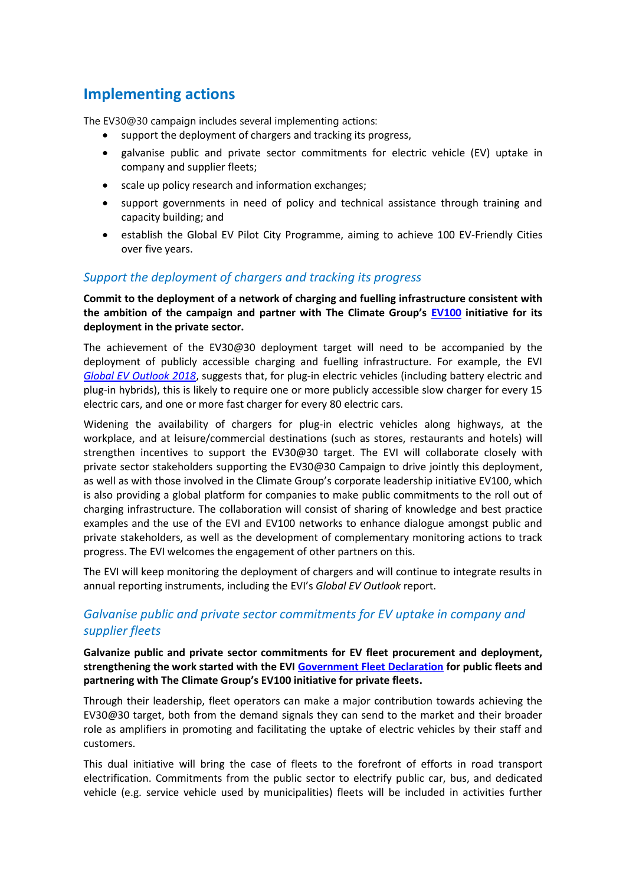## Implementing actions

The EV30@30 campaign includes several implementing actions:

- support the deployment of chargers and tracking its progress,
- galvanise public and private sector commitments for electric vehicle (EV) uptake in company and supplier fleets;
- scale up policy research and information exchanges;
- support governments in need of policy and technical assistance through training and capacity building; and
- establish the Global EV Pilot City Programme, aiming to achieve 100 EV-Friendly Cities over five years.

### *Support the deployment of chargers and tracking its progress*

**Commit to the deployment of a network of charging and fuelling infrastructure consistent with the ambition of the campaign and partner with The Climate Group's EV100 initiative for its deployment in the private sector.**

The achievement of the EV30@30 deployment target will need to be accompanied by the deployment of publicly accessible charging and fuelling infrastructure. For example, the EVI *Global EV Outlook 2018*, suggests that, for plug-in electric vehicles (including battery electric and plug-in hybrids), this is likely to require one or more publicly accessible slow charger for every 15 electric cars, and one or more fast charger for every 80 electric cars.

Widening the availability of chargers for plug-in electric vehicles along highways, at the workplace, and at leisure/commercial destinations (such as stores, restaurants and hotels) will strengthen incentives to support the EV30@30 target. The EVI will collaborate closely with private sector stakeholders supporting the EV30@30 Campaign to drive jointly this deployment, as well as with those involved in the Climate Group's corporate leadership initiative EV100, which is also providing a global platform for companies to make public commitments to the roll out of charging infrastructure. The collaboration will consist of sharing of knowledge and best practice examples and the use of the EVI and EV100 networks to enhance dialogue amongst public and private stakeholders, as well as the development of complementary monitoring actions to track progress. The EVI welcomes the engagement of other partners on this.

The EVI will keep monitoring the deployment of chargers and will continue to integrate results in annual reporting instruments, including the EVI's *Global EV Outlook* report.

### *Galvanise public and private sector commitments for EV uptake in company and supplier fleets*

**Galvanize public and private sector commitments for EV fleet procurement and deployment, strengthening the work started with the EVI Government Fleet Declaration for public fleets and partnering with The Climate Group's EV100 initiative for private fleets.**

Through their leadership, fleet operators can make a major contribution towards achieving the EV30@30 target, both from the demand signals they can send to the market and their broader role as amplifiers in promoting and facilitating the uptake of electric vehicles by their staff and customers.

This dual initiative will bring the case of fleets to the forefront of efforts in road transport electrification. Commitments from the public sector to electrify public car, bus, and dedicated vehicle (e.g. service vehicle used by municipalities) fleets will be included in activities further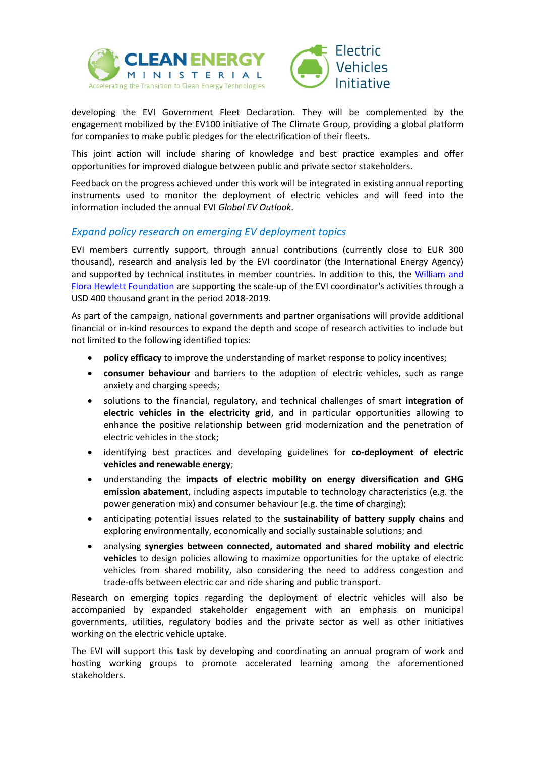developing the EVI Government Fleet Declaration. They will be complemented by the engagement mobilized by the EV100 initiative of The Climate Group, providing a global platform for companies to make public pledges for the electrification of their fleets.

This joint action will include sharing of knowledge and best practice examples and offer opportunities for improved dialogue between public and private sector stakeholders.

Feedback on the progress achieved under this work will be integrated in existing annual reporting instruments used to monitor the deployment of electric vehicles and will feed into the information included the annual EVI *Global EV Outlook*.

## *Expand policy research on emerging EV deployment topics*

EVI members currently support, through annual contributions (currently close to EUR 300 thousand), research and analysis led by the EVI coordinator (the International Energy Agency) and supported by technical institutes in member countries. In addition to this, the William and Flora Hewlett Foundation are supporting the scale-up of the EVI coordinator's activities through a USD 400 thousand grant in the period 2018-2019.

As part of the campaign, national governments and partner organisations will provide additional financial or in-kind resources to expand the depth and scope of research activities to include but not limited to the following identified topics:

- **policy efficacy** to improve the understanding of market response to policy incentives;
- **consumer behaviour** and barriers to the adoption of electric vehicles, such as range anxiety and charging speeds;
- solutions to the financial, regulatory, and technical challenges of smart **integration of electric vehicles in the electricity grid**, and in particular opportunities allowing to enhance the positive relationship between grid modernization and the penetration of electric vehicles in the stock;
- identifying best practices and developing guidelines for **co-deployment of electric vehicles and renewable energy**;
- understanding the **impacts of electric mobility on energy diversification and GHG emission abatement**, including aspects imputable to technology characteristics (e.g. the power generation mix) and consumer behaviour (e.g. the time of charging);
- anticipating potential issues related to the **sustainability of battery supply chains** and exploring environmentally, economically and socially sustainable solutions; and
- analysing **synergies between connected, automated and shared mobility and electric vehicles** to design policies allowing to maximize opportunities for the uptake of electric vehicles from shared mobility, also considering the need to address congestion and trade-offs between electric car and ride sharing and public transport.

Research on emerging topics regarding the deployment of electric vehicles will also be accompanied by expanded stakeholder engagement with an emphasis on municipal governments, utilities, regulatory bodies and the private sector as well as other initiatives working on the electric vehicle uptake.

The EVI will support this task by developing and coordinating an annual program of work and hosting working groups to promote accelerated learning among the aforementioned stakeholders.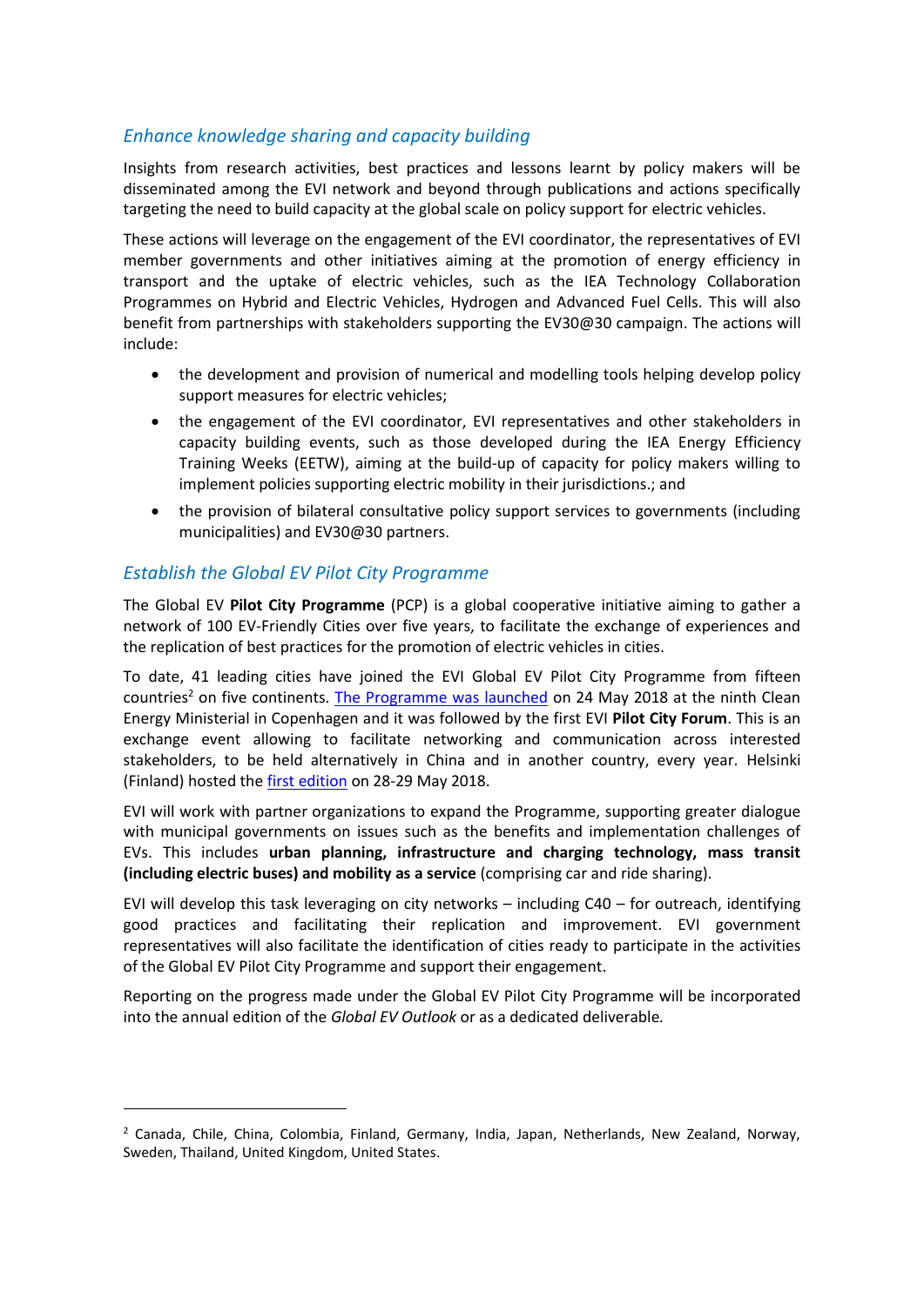### *Enhance knowledge sharing and capacity building*

Insights from research activities, best practices and lessons learnt by policy makers will be disseminated among the EVI network and beyond through publications and actions specifically targeting the need to build capacity at the global scale on policy support for electric vehicles.

These actions will leverage on the engagement of the EVI coordinator, the representatives of EVI member governments and other initiatives aiming at the promotion of energy efficiency in transport and the uptake of electric vehicles, such as the IEA Technology Collaboration Programmes on Hybrid and Electric Vehicles, Hydrogen and Advanced Fuel Cells. This will also benefit from partnerships with stakeholders supporting the EV30@30 campaign. The actions will include:

- the development and provision of numerical and modelling tools helping develop policy support measures for electric vehicles;
- the engagement of the EVI coordinator, EVI representatives and other stakeholders in capacity building events, such as those developed during the IEA Energy Efficiency Training Weeks (EETW), aiming at the build-up of capacity for policy makers willing to implement policies supporting electric mobility in their jurisdictions.; and
- the provision of bilateral consultative policy support services to governments (including municipalities) and EV30@30 partners.

### *Establish the Global EV Pilot City Programme*

The Global EV **Pilot City Programme** (PCP) is a global cooperative initiative aiming to gather a network of 100 EV-Friendly Cities over five years, to facilitate the exchange of experiences and the replication of best practices for the promotion of electric vehicles in cities.

To date, 41 leading cities have joined the EVI Global EV Pilot City Programme from fifteen countries[2] on five continents. The Programme was launched on 24 May 2018 at the ninth Clean Energy Ministerial in Copenhagen and it was followed by the first EVI **Pilot City Forum**. This is an exchange event allowing to facilitate networking and communication across interested stakeholders, to be held alternatively in China and in another country, every year. Helsinki (Finland) hosted the first edition on 28-29 May 2018.

EVI will work with partner organizations to expand the Programme, supporting greater dialogue with municipal governments on issues such as the benefits and implementation challenges of EVs. This includes **urban planning, infrastructure and charging technology, mass transit (including electric buses) and mobility as a service** (comprising car and ride sharing).

EVI will develop this task leveraging on city networks – including C40 – for outreach, identifying good practices and facilitating their replication and improvement. EVI government representatives will also facilitate the identification of cities ready to participate in the activities of the Global EV Pilot City Programme and support their engagement.

Reporting on the progress made under the Global EV Pilot City Programme will be incorporated into the annual edition of the *Global EV Outlook* or as a dedicated deliverable.

---

[2] Canada, Chile, China, Colombia, Finland, Germany, India, Japan, Netherlands, New Zealand, Norway, Sweden, Thailand, United Kingdom, United States.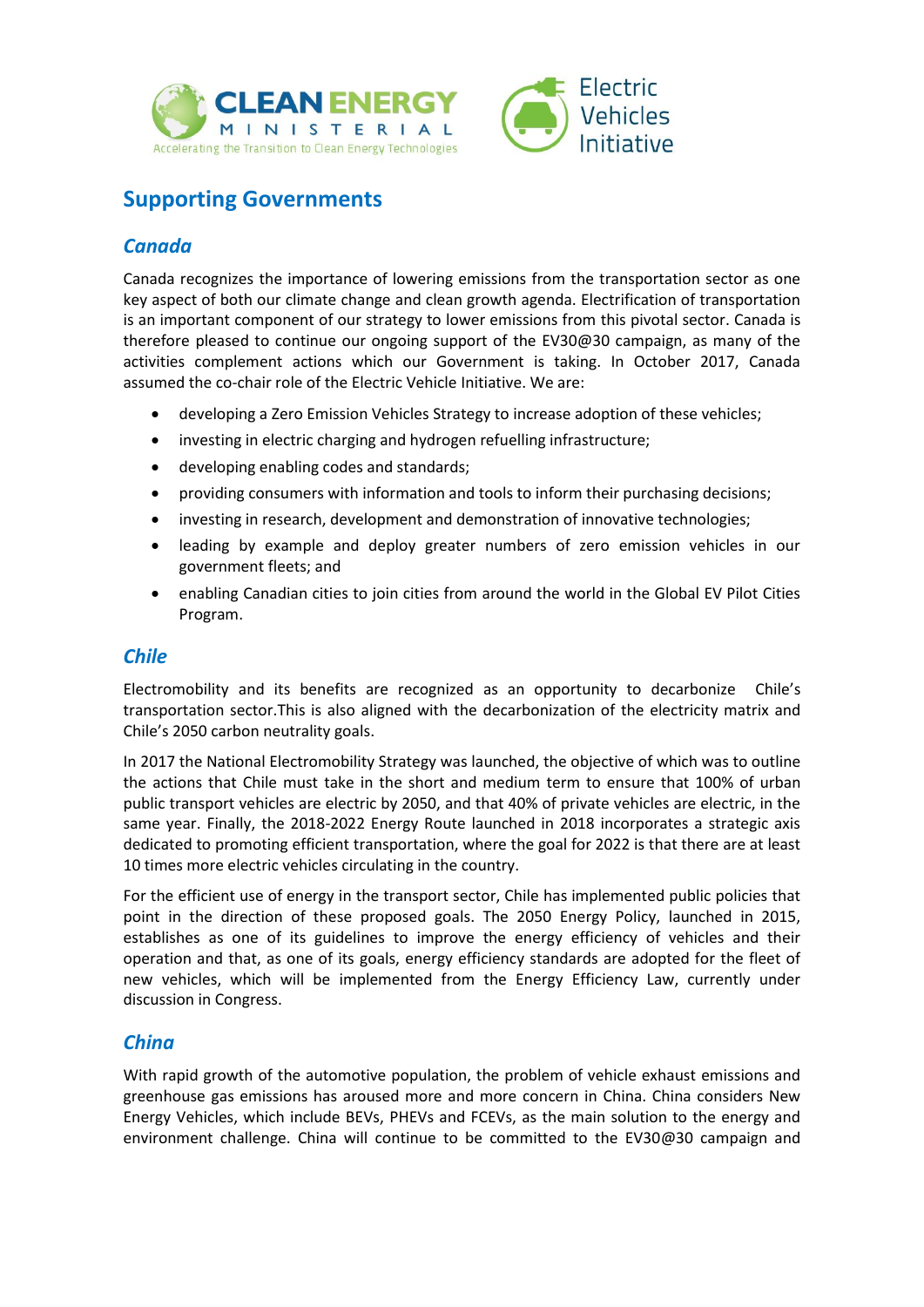## Supporting Governments

### *Canada*

Canada recognizes the importance of lowering emissions from the transportation sector as one key aspect of both our climate change and clean growth agenda. Electrification of transportation is an important component of our strategy to lower emissions from this pivotal sector. Canada is therefore pleased to continue our ongoing support of the EV30@30 campaign, as many of the activities complement actions which our Government is taking. In October 2017, Canada assumed the co-chair role of the Electric Vehicle Initiative. We are:

- developing a Zero Emission Vehicles Strategy to increase adoption of these vehicles;
- investing in electric charging and hydrogen refuelling infrastructure;
- developing enabling codes and standards;
- providing consumers with information and tools to inform their purchasing decisions;
- investing in research, development and demonstration of innovative technologies;
- leading by example and deploy greater numbers of zero emission vehicles in our government fleets; and
- enabling Canadian cities to join cities from around the world in the Global EV Pilot Cities Program.

### *Chile*

Electromobility and its benefits are recognized as an opportunity to decarbonize Chile's transportation sector.This is also aligned with the decarbonization of the electricity matrix and Chile's 2050 carbon neutrality goals.

In 2017 the National Electromobility Strategy was launched, the objective of which was to outline the actions that Chile must take in the short and medium term to ensure that 100% of urban public transport vehicles are electric by 2050, and that 40% of private vehicles are electric, in the same year. Finally, the 2018-2022 Energy Route launched in 2018 incorporates a strategic axis dedicated to promoting efficient transportation, where the goal for 2022 is that there are at least 10 times more electric vehicles circulating in the country.

For the efficient use of energy in the transport sector, Chile has implemented public policies that point in the direction of these proposed goals. The 2050 Energy Policy, launched in 2015, establishes as one of its guidelines to improve the energy efficiency of vehicles and their operation and that, as one of its goals, energy efficiency standards are adopted for the fleet of new vehicles, which will be implemented from the Energy Efficiency Law, currently under discussion in Congress.

### *China*

With rapid growth of the automotive population, the problem of vehicle exhaust emissions and greenhouse gas emissions has aroused more and more concern in China. China considers New Energy Vehicles, which include BEVs, PHEVs and FCEVs, as the main solution to the energy and environment challenge. China will continue to be committed to the EV30@30 campaign and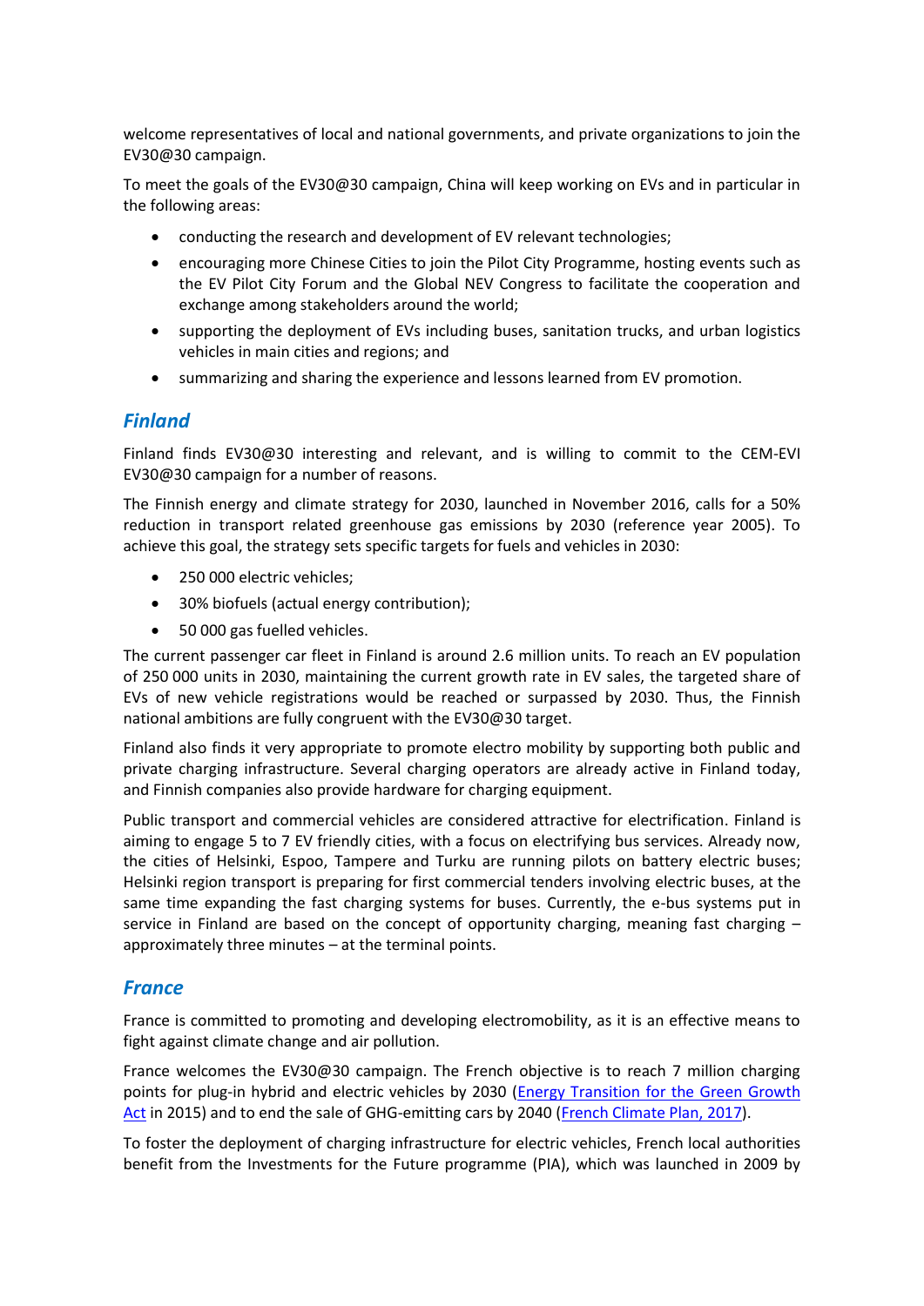welcome representatives of local and national governments, and private organizations to join the EV30@30 campaign.

To meet the goals of the EV30@30 campaign, China will keep working on EVs and in particular in the following areas:

- conducting the research and development of EV relevant technologies;
- encouraging more Chinese Cities to join the Pilot City Programme, hosting events such as the EV Pilot City Forum and the Global NEV Congress to facilitate the cooperation and exchange among stakeholders around the world;
- supporting the deployment of EVs including buses, sanitation trucks, and urban logistics vehicles in main cities and regions; and
- summarizing and sharing the experience and lessons learned from EV promotion.

## *Finland*

Finland finds EV30@30 interesting and relevant, and is willing to commit to the CEM-EVI EV30@30 campaign for a number of reasons.

The Finnish energy and climate strategy for 2030, launched in November 2016, calls for a 50% reduction in transport related greenhouse gas emissions by 2030 (reference year 2005). To achieve this goal, the strategy sets specific targets for fuels and vehicles in 2030:

- 250 000 electric vehicles;
- 30% biofuels (actual energy contribution);
- 50 000 gas fuelled vehicles.

The current passenger car fleet in Finland is around 2.6 million units. To reach an EV population of 250 000 units in 2030, maintaining the current growth rate in EV sales, the targeted share of EVs of new vehicle registrations would be reached or surpassed by 2030. Thus, the Finnish national ambitions are fully congruent with the EV30@30 target.

Finland also finds it very appropriate to promote electro mobility by supporting both public and private charging infrastructure. Several charging operators are already active in Finland today, and Finnish companies also provide hardware for charging equipment.

Public transport and commercial vehicles are considered attractive for electrification. Finland is aiming to engage 5 to 7 EV friendly cities, with a focus on electrifying bus services. Already now, the cities of Helsinki, Espoo, Tampere and Turku are running pilots on battery electric buses; Helsinki region transport is preparing for first commercial tenders involving electric buses, at the same time expanding the fast charging systems for buses. Currently, the e-bus systems put in service in Finland are based on the concept of opportunity charging, meaning fast charging – approximately three minutes – at the terminal points.

## *France*

France is committed to promoting and developing electromobility, as it is an effective means to fight against climate change and air pollution.

France welcomes the EV30@30 campaign. The French objective is to reach 7 million charging points for plug-in hybrid and electric vehicles by 2030 (Energy Transition for the Green Growth Act in 2015) and to end the sale of GHG-emitting cars by 2040 (French Climate Plan, 2017).

To foster the deployment of charging infrastructure for electric vehicles, French local authorities benefit from the Investments for the Future programme (PIA), which was launched in 2009 by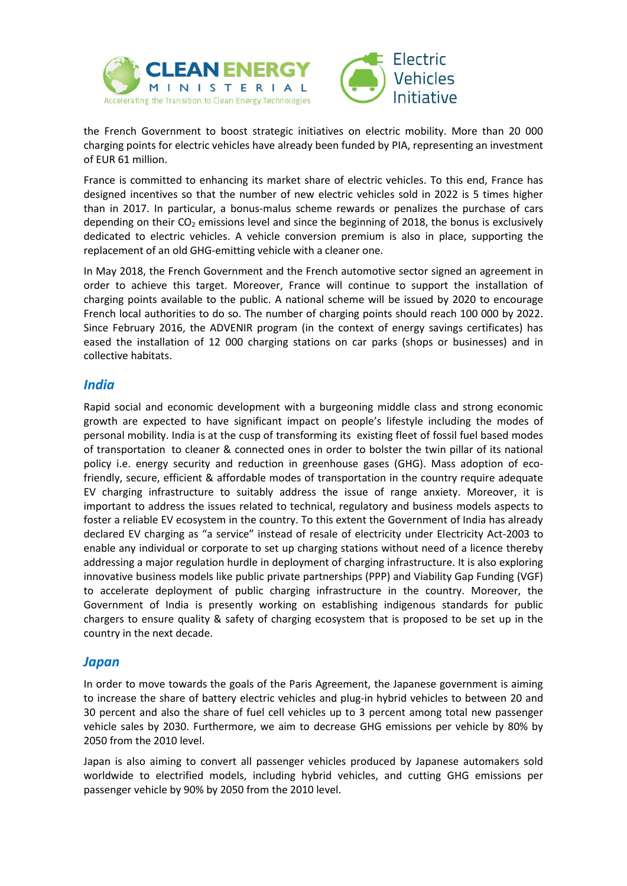the French Government to boost strategic initiatives on electric mobility. More than 20 000 charging points for electric vehicles have already been funded by PIA, representing an investment of EUR 61 million.

France is committed to enhancing its market share of electric vehicles. To this end, France has designed incentives so that the number of new electric vehicles sold in 2022 is 5 times higher than in 2017. In particular, a bonus-malus scheme rewards or penalizes the purchase of cars depending on their $CO_2$ emissions level and since the beginning of 2018, the bonus is exclusively dedicated to electric vehicles. A vehicle conversion premium is also in place, supporting the replacement of an old GHG-emitting vehicle with a cleaner one.

In May 2018, the French Government and the French automotive sector signed an agreement in order to achieve this target. Moreover, France will continue to support the installation of charging points available to the public. A national scheme will be issued by 2020 to encourage French local authorities to do so. The number of charging points should reach 100 000 by 2022. Since February 2016, the ADVENIR program (in the context of energy savings certificates) has eased the installation of 12 000 charging stations on car parks (shops or businesses) and in collective habitats.

## *India*

Rapid social and economic development with a burgeoning middle class and strong economic growth are expected to have significant impact on people's lifestyle including the modes of personal mobility. India is at the cusp of transforming its existing fleet of fossil fuel based modes of transportation to cleaner & connected ones in order to bolster the twin pillar of its national policy i.e. energy security and reduction in greenhouse gases (GHG). Mass adoption of eco-friendly, secure, efficient & affordable modes of transportation in the country require adequate EV charging infrastructure to suitably address the issue of range anxiety. Moreover, it is important to address the issues related to technical, regulatory and business models aspects to foster a reliable EV ecosystem in the country. To this extent the Government of India has already declared EV charging as "a service" instead of resale of electricity under Electricity Act-2003 to enable any individual or corporate to set up charging stations without need of a licence thereby addressing a major regulation hurdle in deployment of charging infrastructure. It is also exploring innovative business models like public private partnerships (PPP) and Viability Gap Funding (VGF) to accelerate deployment of public charging infrastructure in the country. Moreover, the Government of India is presently working on establishing indigenous standards for public chargers to ensure quality & safety of charging ecosystem that is proposed to be set up in the country in the next decade.

## *Japan*

In order to move towards the goals of the Paris Agreement, the Japanese government is aiming to increase the share of battery electric vehicles and plug-in hybrid vehicles to between 20 and 30 percent and also the share of fuel cell vehicles up to 3 percent among total new passenger vehicle sales by 2030. Furthermore, we aim to decrease GHG emissions per vehicle by 80% by 2050 from the 2010 level.

Japan is also aiming to convert all passenger vehicles produced by Japanese automakers sold worldwide to electrified models, including hybrid vehicles, and cutting GHG emissions per passenger vehicle by 90% by 2050 from the 2010 level.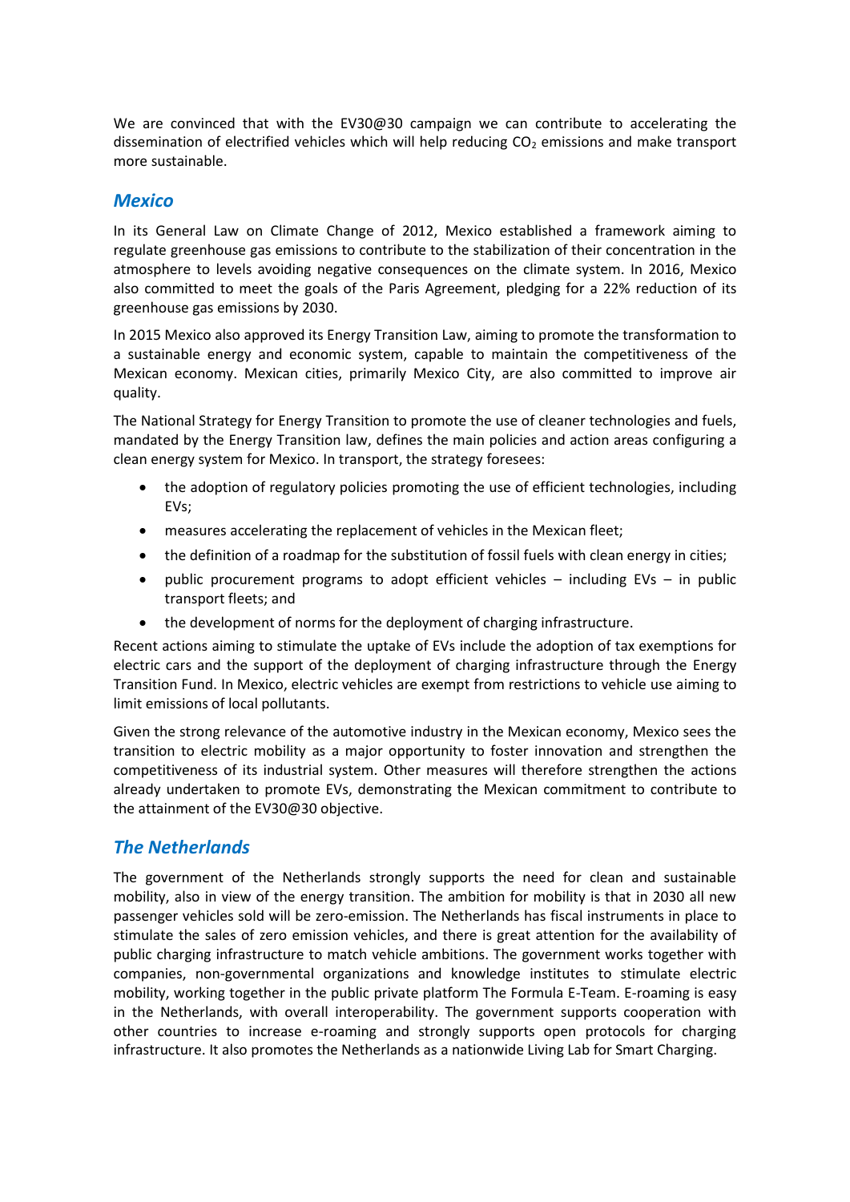We are convinced that with the EV30@30 campaign we can contribute to accelerating the dissemination of electrified vehicles which will help reducing $CO_2$ emissions and make transport more sustainable.

## *Mexico*

In its General Law on Climate Change of 2012, Mexico established a framework aiming to regulate greenhouse gas emissions to contribute to the stabilization of their concentration in the atmosphere to levels avoiding negative consequences on the climate system. In 2016, Mexico also committed to meet the goals of the Paris Agreement, pledging for a 22% reduction of its greenhouse gas emissions by 2030.

In 2015 Mexico also approved its Energy Transition Law, aiming to promote the transformation to a sustainable energy and economic system, capable to maintain the competitiveness of the Mexican economy. Mexican cities, primarily Mexico City, are also committed to improve air quality.

The National Strategy for Energy Transition to promote the use of cleaner technologies and fuels, mandated by the Energy Transition law, defines the main policies and action areas configuring a clean energy system for Mexico. In transport, the strategy foresees:

- the adoption of regulatory policies promoting the use of efficient technologies, including EVs;
- measures accelerating the replacement of vehicles in the Mexican fleet;
- the definition of a roadmap for the substitution of fossil fuels with clean energy in cities;
- public procurement programs to adopt efficient vehicles – including EVs – in public transport fleets; and
- the development of norms for the deployment of charging infrastructure.

Recent actions aiming to stimulate the uptake of EVs include the adoption of tax exemptions for electric cars and the support of the deployment of charging infrastructure through the Energy Transition Fund. In Mexico, electric vehicles are exempt from restrictions to vehicle use aiming to limit emissions of local pollutants.

Given the strong relevance of the automotive industry in the Mexican economy, Mexico sees the transition to electric mobility as a major opportunity to foster innovation and strengthen the competitiveness of its industrial system. Other measures will therefore strengthen the actions already undertaken to promote EVs, demonstrating the Mexican commitment to contribute to the attainment of the EV30@30 objective.

## *The Netherlands*

The government of the Netherlands strongly supports the need for clean and sustainable mobility, also in view of the energy transition. The ambition for mobility is that in 2030 all new passenger vehicles sold will be zero-emission. The Netherlands has fiscal instruments in place to stimulate the sales of zero emission vehicles, and there is great attention for the availability of public charging infrastructure to match vehicle ambitions. The government works together with companies, non-governmental organizations and knowledge institutes to stimulate electric mobility, working together in the public private platform The Formula E-Team. E-roaming is easy in the Netherlands, with overall interoperability. The government supports cooperation with other countries to increase e-roaming and strongly supports open protocols for charging infrastructure. It also promotes the Netherlands as a nationwide Living Lab for Smart Charging.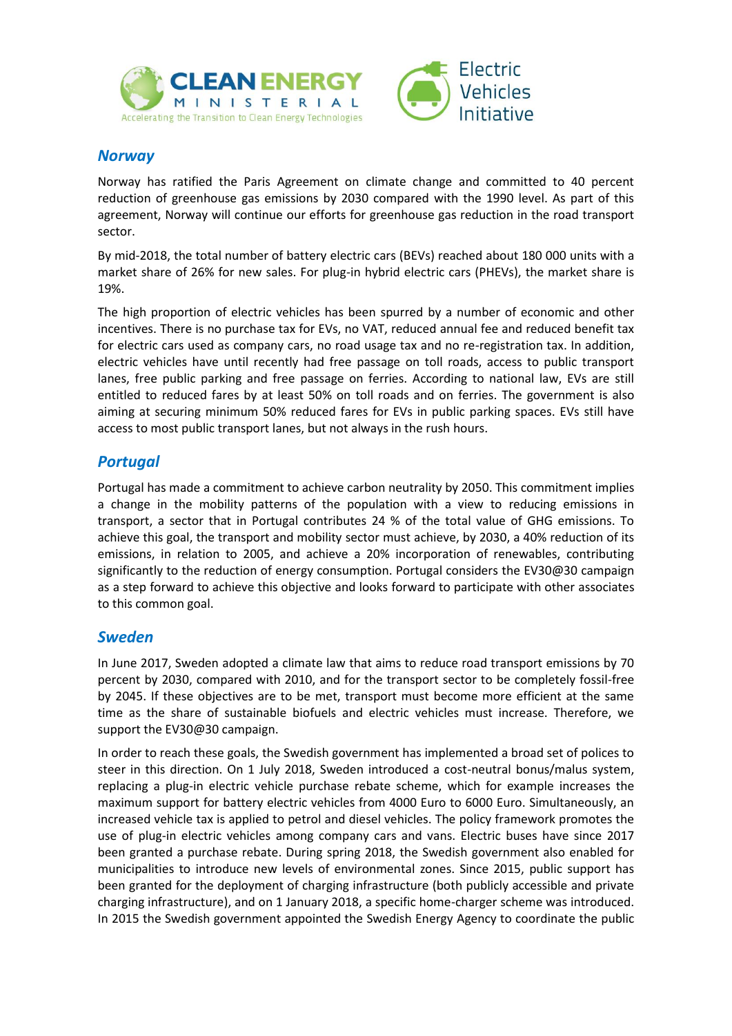## Norway

Norway has ratified the Paris Agreement on climate change and committed to 40 percent reduction of greenhouse gas emissions by 2030 compared with the 1990 level. As part of this agreement, Norway will continue our efforts for greenhouse gas reduction in the road transport sector.

By mid-2018, the total number of battery electric cars (BEVs) reached about 180 000 units with a market share of 26% for new sales. For plug-in hybrid electric cars (PHEVs), the market share is 19%.

The high proportion of electric vehicles has been spurred by a number of economic and other incentives. There is no purchase tax for EVs, no VAT, reduced annual fee and reduced benefit tax for electric cars used as company cars, no road usage tax and no re-registration tax. In addition, electric vehicles have until recently had free passage on toll roads, access to public transport lanes, free public parking and free passage on ferries. According to national law, EVs are still entitled to reduced fares by at least 50% on toll roads and on ferries. The government is also aiming at securing minimum 50% reduced fares for EVs in public parking spaces. EVs still have access to most public transport lanes, but not always in the rush hours.

## Portugal

Portugal has made a commitment to achieve carbon neutrality by 2050. This commitment implies a change in the mobility patterns of the population with a view to reducing emissions in transport, a sector that in Portugal contributes 24 % of the total value of GHG emissions. To achieve this goal, the transport and mobility sector must achieve, by 2030, a 40% reduction of its emissions, in relation to 2005, and achieve a 20% incorporation of renewables, contributing significantly to the reduction of energy consumption. Portugal considers the EV30@30 campaign as a step forward to achieve this objective and looks forward to participate with other associates to this common goal.

## Sweden

In June 2017, Sweden adopted a climate law that aims to reduce road transport emissions by 70 percent by 2030, compared with 2010, and for the transport sector to be completely fossil-free by 2045. If these objectives are to be met, transport must become more efficient at the same time as the share of sustainable biofuels and electric vehicles must increase. Therefore, we support the EV30@30 campaign.

In order to reach these goals, the Swedish government has implemented a broad set of polices to steer in this direction. On 1 July 2018, Sweden introduced a cost-neutral bonus/malus system, replacing a plug-in electric vehicle purchase rebate scheme, which for example increases the maximum support for battery electric vehicles from 4000 Euro to 6000 Euro. Simultaneously, an increased vehicle tax is applied to petrol and diesel vehicles. The policy framework promotes the use of plug-in electric vehicles among company cars and vans. Electric buses have since 2017 been granted a purchase rebate. During spring 2018, the Swedish government also enabled for municipalities to introduce new levels of environmental zones. Since 2015, public support has been granted for the deployment of charging infrastructure (both publicly accessible and private charging infrastructure), and on 1 January 2018, a specific home-charger scheme was introduced. In 2015 the Swedish government appointed the Swedish Energy Agency to coordinate the public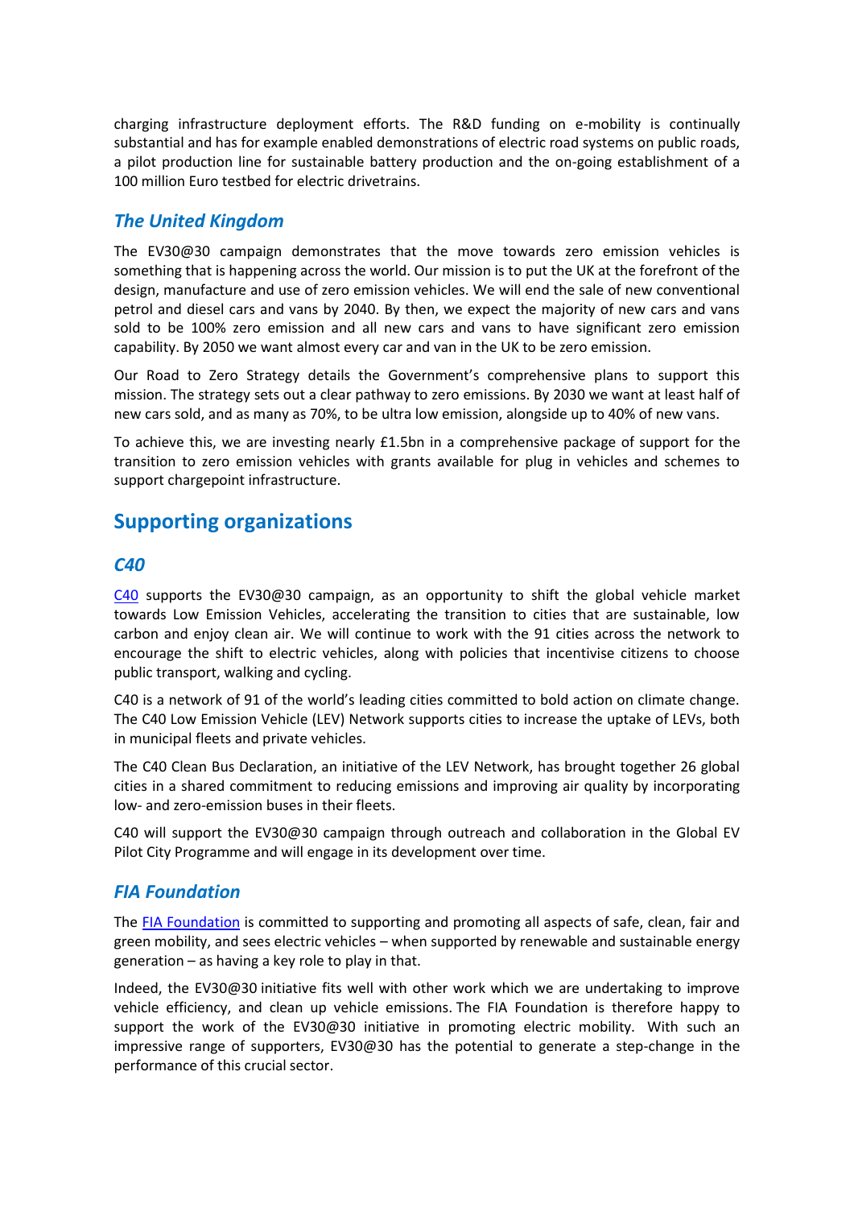charging infrastructure deployment efforts. The R&D funding on e-mobility is continually substantial and has for example enabled demonstrations of electric road systems on public roads, a pilot production line for sustainable battery production and the on-going establishment of a 100 million Euro testbed for electric drivetrains.

### *The United Kingdom*

The EV30@30 campaign demonstrates that the move towards zero emission vehicles is something that is happening across the world. Our mission is to put the UK at the forefront of the design, manufacture and use of zero emission vehicles. We will end the sale of new conventional petrol and diesel cars and vans by 2040. By then, we expect the majority of new cars and vans sold to be 100% zero emission and all new cars and vans to have significant zero emission capability. By 2050 we want almost every car and van in the UK to be zero emission.

Our Road to Zero Strategy details the Government's comprehensive plans to support this mission. The strategy sets out a clear pathway to zero emissions. By 2030 we want at least half of new cars sold, and as many as 70%, to be ultra low emission, alongside up to 40% of new vans.

To achieve this, we are investing nearly £1.5bn in a comprehensive package of support for the transition to zero emission vehicles with grants available for plug in vehicles and schemes to support chargepoint infrastructure.

## Supporting organizations

### *C40*

C40 supports the EV30@30 campaign, as an opportunity to shift the global vehicle market towards Low Emission Vehicles, accelerating the transition to cities that are sustainable, low carbon and enjoy clean air. We will continue to work with the 91 cities across the network to encourage the shift to electric vehicles, along with policies that incentivise citizens to choose public transport, walking and cycling.

C40 is a network of 91 of the world's leading cities committed to bold action on climate change. The C40 Low Emission Vehicle (LEV) Network supports cities to increase the uptake of LEVs, both in municipal fleets and private vehicles.

The C40 Clean Bus Declaration, an initiative of the LEV Network, has brought together 26 global cities in a shared commitment to reducing emissions and improving air quality by incorporating low- and zero-emission buses in their fleets.

C40 will support the EV30@30 campaign through outreach and collaboration in the Global EV Pilot City Programme and will engage in its development over time.

### *FIA Foundation*

The FIA Foundation is committed to supporting and promoting all aspects of safe, clean, fair and green mobility, and sees electric vehicles – when supported by renewable and sustainable energy generation – as having a key role to play in that.

Indeed, the EV30@30 initiative fits well with other work which we are undertaking to improve vehicle efficiency, and clean up vehicle emissions. The FIA Foundation is therefore happy to support the work of the EV30@30 initiative in promoting electric mobility. With such an impressive range of supporters, EV30@30 has the potential to generate a step-change in the performance of this crucial sector.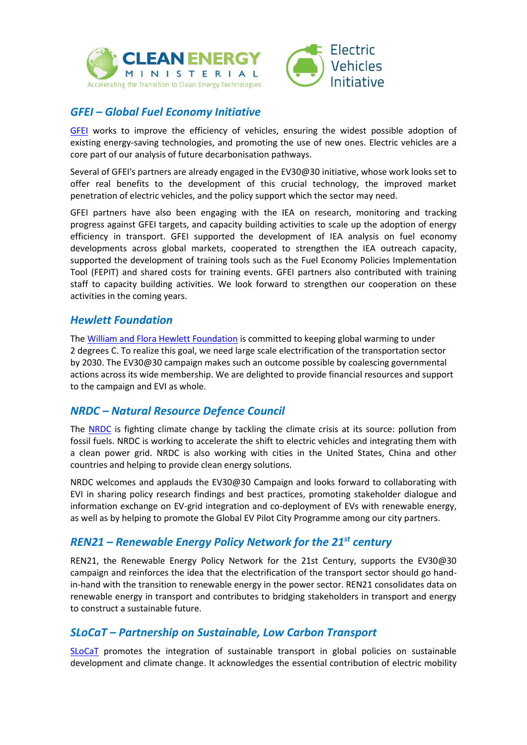## GFEI – Global Fuel Economy Initiative

GFEI works to improve the efficiency of vehicles, ensuring the widest possible adoption of existing energy-saving technologies, and promoting the use of new ones. Electric vehicles are a core part of our analysis of future decarbonisation pathways.

Several of GFEI's partners are already engaged in the EV30@30 initiative, whose work looks set to offer real benefits to the development of this crucial technology, the improved market penetration of electric vehicles, and the policy support which the sector may need.

GFEI partners have also been engaging with the IEA on research, monitoring and tracking progress against GFEI targets, and capacity building activities to scale up the adoption of energy efficiency in transport. GFEI supported the development of IEA analysis on fuel economy developments across global markets, cooperated to strengthen the IEA outreach capacity, supported the development of training tools such as the Fuel Economy Policies Implementation Tool (FEPIT) and shared costs for training events. GFEI partners also contributed with training staff to capacity building activities. We look forward to strengthen our cooperation on these activities in the coming years.

## Hewlett Foundation

The William and Flora Hewlett Foundation is committed to keeping global warming to under 2 degrees C. To realize this goal, we need large scale electrification of the transportation sector by 2030. The EV30@30 campaign makes such an outcome possible by coalescing governmental actions across its wide membership. We are delighted to provide financial resources and support to the campaign and EVI as whole.

## NRDC – Natural Resource Defence Council

The NRDC is fighting climate change by tackling the climate crisis at its source: pollution from fossil fuels. NRDC is working to accelerate the shift to electric vehicles and integrating them with a clean power grid. NRDC is also working with cities in the United States, China and other countries and helping to provide clean energy solutions.

NRDC welcomes and applauds the EV30@30 Campaign and looks forward to collaborating with EVI in sharing policy research findings and best practices, promoting stakeholder dialogue and information exchange on EV-grid integration and co-deployment of EVs with renewable energy, as well as by helping to promote the Global EV Pilot City Programme among our city partners.

## REN21 – Renewable Energy Policy Network for the 21st century

REN21, the Renewable Energy Policy Network for the 21st Century, supports the EV30@30 campaign and reinforces the idea that the electrification of the transport sector should go hand-in-hand with the transition to renewable energy in the power sector. REN21 consolidates data on renewable energy in transport and contributes to bridging stakeholders in transport and energy to construct a sustainable future.

## SLoCaT – Partnership on Sustainable, Low Carbon Transport

SLoCaT promotes the integration of sustainable transport in global policies on sustainable development and climate change. It acknowledges the essential contribution of electric mobility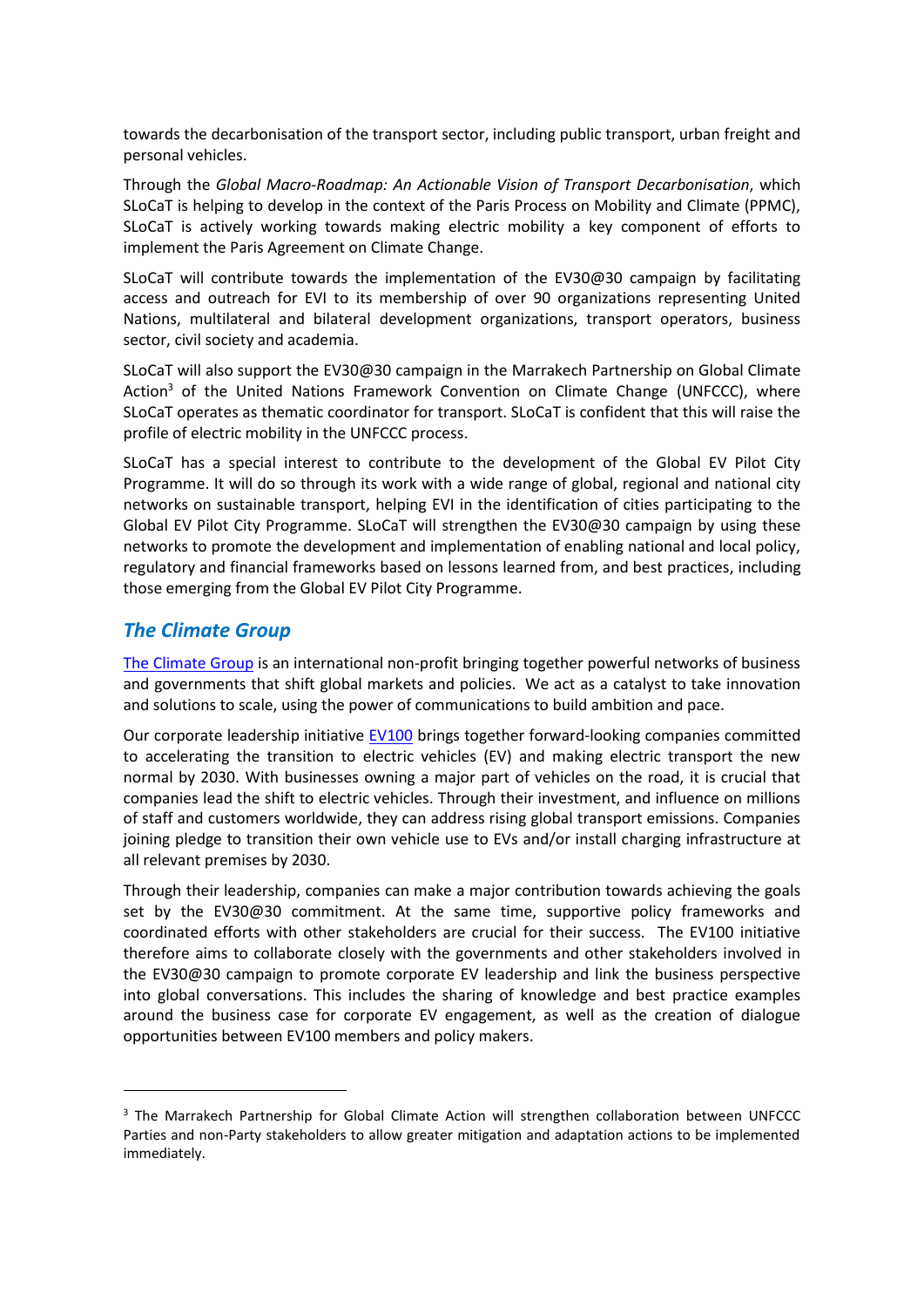towards the decarbonisation of the transport sector, including public transport, urban freight and personal vehicles.

Through the *Global Macro-Roadmap: An Actionable Vision of Transport Decarbonisation*, which SLoCaT is helping to develop in the context of the Paris Process on Mobility and Climate (PPMC), SLoCaT is actively working towards making electric mobility a key component of efforts to implement the Paris Agreement on Climate Change.

SLoCaT will contribute towards the implementation of the EV30@30 campaign by facilitating access and outreach for EVI to its membership of over 90 organizations representing United Nations, multilateral and bilateral development organizations, transport operators, business sector, civil society and academia.

SLoCaT will also support the EV30@30 campaign in the Marrakech Partnership on Global Climate Action[3] of the United Nations Framework Convention on Climate Change (UNFCCC), where SLoCaT operates as thematic coordinator for transport. SLoCaT is confident that this will raise the profile of electric mobility in the UNFCCC process.

SLoCaT has a special interest to contribute to the development of the Global EV Pilot City Programme. It will do so through its work with a wide range of global, regional and national city networks on sustainable transport, helping EVI in the identification of cities participating to the Global EV Pilot City Programme. SLoCaT will strengthen the EV30@30 campaign by using these networks to promote the development and implementation of enabling national and local policy, regulatory and financial frameworks based on lessons learned from, and best practices, including those emerging from the Global EV Pilot City Programme.

## The Climate Group

The Climate Group is an international non-profit bringing together powerful networks of business and governments that shift global markets and policies. We act as a catalyst to take innovation and solutions to scale, using the power of communications to build ambition and pace.

Our corporate leadership initiative EV100 brings together forward-looking companies committed to accelerating the transition to electric vehicles (EV) and making electric transport the new normal by 2030. With businesses owning a major part of vehicles on the road, it is crucial that companies lead the shift to electric vehicles. Through their investment, and influence on millions of staff and customers worldwide, they can address rising global transport emissions. Companies joining pledge to transition their own vehicle use to EVs and/or install charging infrastructure at all relevant premises by 2030.

Through their leadership, companies can make a major contribution towards achieving the goals set by the EV30@30 commitment. At the same time, supportive policy frameworks and coordinated efforts with other stakeholders are crucial for their success. The EV100 initiative therefore aims to collaborate closely with the governments and other stakeholders involved in the EV30@30 campaign to promote corporate EV leadership and link the business perspective into global conversations. This includes the sharing of knowledge and best practice examples around the business case for corporate EV engagement, as well as the creation of dialogue opportunities between EV100 members and policy makers.

---

[3] The Marrakech Partnership for Global Climate Action will strengthen collaboration between UNFCCC Parties and non-Party stakeholders to allow greater mitigation and adaptation actions to be implemented immediately.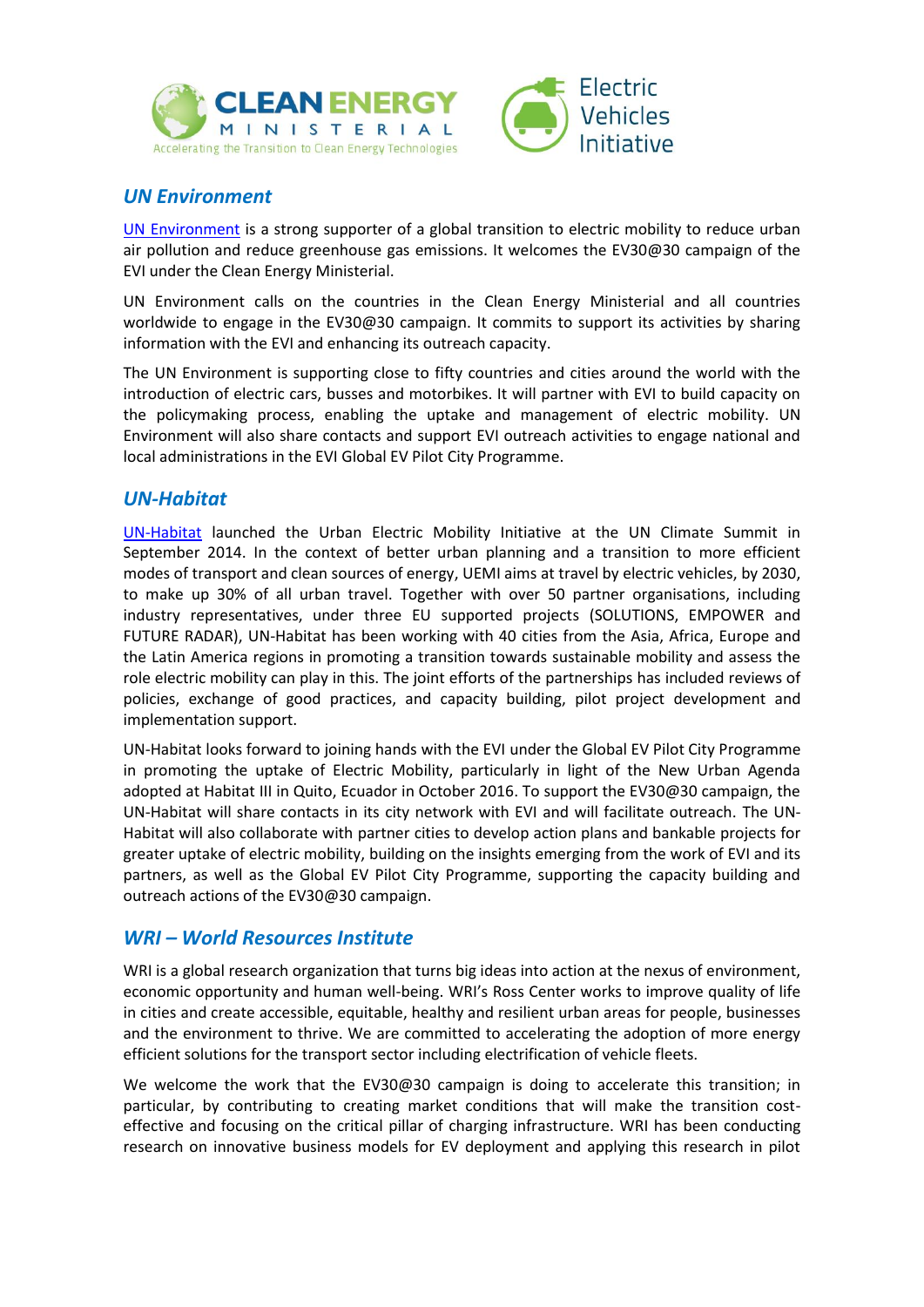## *UN Environment*

UN Environment is a strong supporter of a global transition to electric mobility to reduce urban air pollution and reduce greenhouse gas emissions. It welcomes the EV30@30 campaign of the EVI under the Clean Energy Ministerial.

UN Environment calls on the countries in the Clean Energy Ministerial and all countries worldwide to engage in the EV30@30 campaign. It commits to support its activities by sharing information with the EVI and enhancing its outreach capacity.

The UN Environment is supporting close to fifty countries and cities around the world with the introduction of electric cars, busses and motorbikes. It will partner with EVI to build capacity on the policymaking process, enabling the uptake and management of electric mobility. UN Environment will also share contacts and support EVI outreach activities to engage national and local administrations in the EVI Global EV Pilot City Programme.

## *UN-Habitat*

UN-Habitat launched the Urban Electric Mobility Initiative at the UN Climate Summit in September 2014. In the context of better urban planning and a transition to more efficient modes of transport and clean sources of energy, UEMI aims at travel by electric vehicles, by 2030, to make up 30% of all urban travel. Together with over 50 partner organisations, including industry representatives, under three EU supported projects (SOLUTIONS, EMPOWER and FUTURE RADAR), UN-Habitat has been working with 40 cities from the Asia, Africa, Europe and the Latin America regions in promoting a transition towards sustainable mobility and assess the role electric mobility can play in this. The joint efforts of the partnerships has included reviews of policies, exchange of good practices, and capacity building, pilot project development and implementation support.

UN-Habitat looks forward to joining hands with the EVI under the Global EV Pilot City Programme in promoting the uptake of Electric Mobility, particularly in light of the New Urban Agenda adopted at Habitat III in Quito, Ecuador in October 2016. To support the EV30@30 campaign, the UN-Habitat will share contacts in its city network with EVI and will facilitate outreach. The UN-Habitat will also collaborate with partner cities to develop action plans and bankable projects for greater uptake of electric mobility, building on the insights emerging from the work of EVI and its partners, as well as the Global EV Pilot City Programme, supporting the capacity building and outreach actions of the EV30@30 campaign.

## *WRI – World Resources Institute*

WRI is a global research organization that turns big ideas into action at the nexus of environment, economic opportunity and human well-being. WRI's Ross Center works to improve quality of life in cities and create accessible, equitable, healthy and resilient urban areas for people, businesses and the environment to thrive. We are committed to accelerating the adoption of more energy efficient solutions for the transport sector including electrification of vehicle fleets.

We welcome the work that the EV30@30 campaign is doing to accelerate this transition; in particular, by contributing to creating market conditions that will make the transition cost-effective and focusing on the critical pillar of charging infrastructure. WRI has been conducting research on innovative business models for EV deployment and applying this research in pilot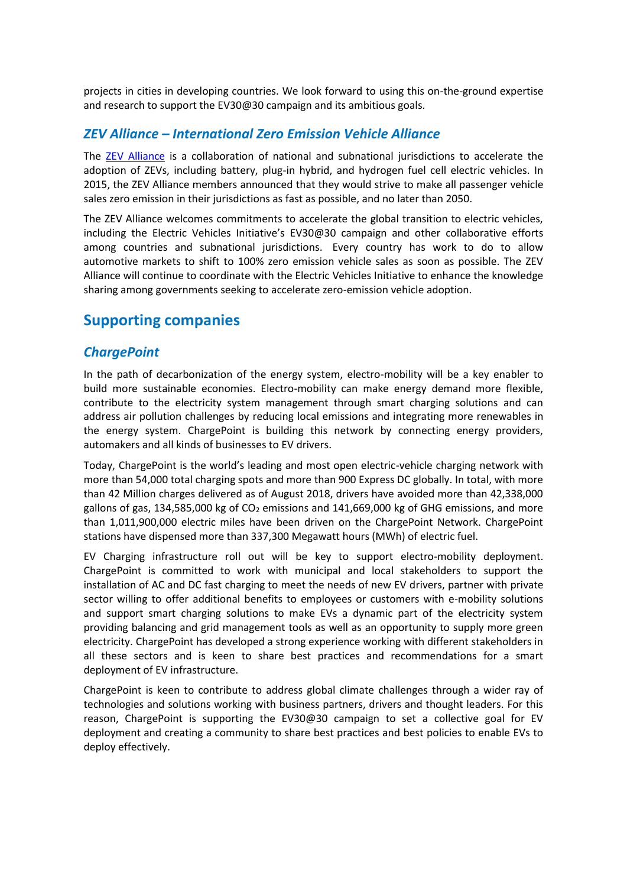projects in cities in developing countries. We look forward to using this on-the-ground expertise and research to support the EV30@30 campaign and its ambitious goals.

### *ZEV Alliance – International Zero Emission Vehicle Alliance*

The ZEV Alliance is a collaboration of national and subnational jurisdictions to accelerate the adoption of ZEVs, including battery, plug-in hybrid, and hydrogen fuel cell electric vehicles. In 2015, the ZEV Alliance members announced that they would strive to make all passenger vehicle sales zero emission in their jurisdictions as fast as possible, and no later than 2050.

The ZEV Alliance welcomes commitments to accelerate the global transition to electric vehicles, including the Electric Vehicles Initiative's EV30@30 campaign and other collaborative efforts among countries and subnational jurisdictions. Every country has work to do to allow automotive markets to shift to 100% zero emission vehicle sales as soon as possible. The ZEV Alliance will continue to coordinate with the Electric Vehicles Initiative to enhance the knowledge sharing among governments seeking to accelerate zero-emission vehicle adoption.

## Supporting companies

### *ChargePoint*

In the path of decarbonization of the energy system, electro-mobility will be a key enabler to build more sustainable economies. Electro-mobility can make energy demand more flexible, contribute to the electricity system management through smart charging solutions and can address air pollution challenges by reducing local emissions and integrating more renewables in the energy system. ChargePoint is building this network by connecting energy providers, automakers and all kinds of businesses to EV drivers.

Today, ChargePoint is the world's leading and most open electric-vehicle charging network with more than 54,000 total charging spots and more than 900 Express DC globally. In total, with more than 42 Million charges delivered as of August 2018, drivers have avoided more than 42,338,000 gallons of gas, 134,585,000 kg of $CO_2$ emissions and 141,669,000 kg of GHG emissions, and more than 1,011,900,000 electric miles have been driven on the ChargePoint Network. ChargePoint stations have dispensed more than 337,300 Megawatt hours (MWh) of electric fuel.

EV Charging infrastructure roll out will be key to support electro-mobility deployment. ChargePoint is committed to work with municipal and local stakeholders to support the installation of AC and DC fast charging to meet the needs of new EV drivers, partner with private sector willing to offer additional benefits to employees or customers with e-mobility solutions and support smart charging solutions to make EVs a dynamic part of the electricity system providing balancing and grid management tools as well as an opportunity to supply more green electricity. ChargePoint has developed a strong experience working with different stakeholders in all these sectors and is keen to share best practices and recommendations for a smart deployment of EV infrastructure.

ChargePoint is keen to contribute to address global climate challenges through a wider ray of technologies and solutions working with business partners, drivers and thought leaders. For this reason, ChargePoint is supporting the EV30@30 campaign to set a collective goal for EV deployment and creating a community to share best practices and best policies to enable EVs to deploy effectively.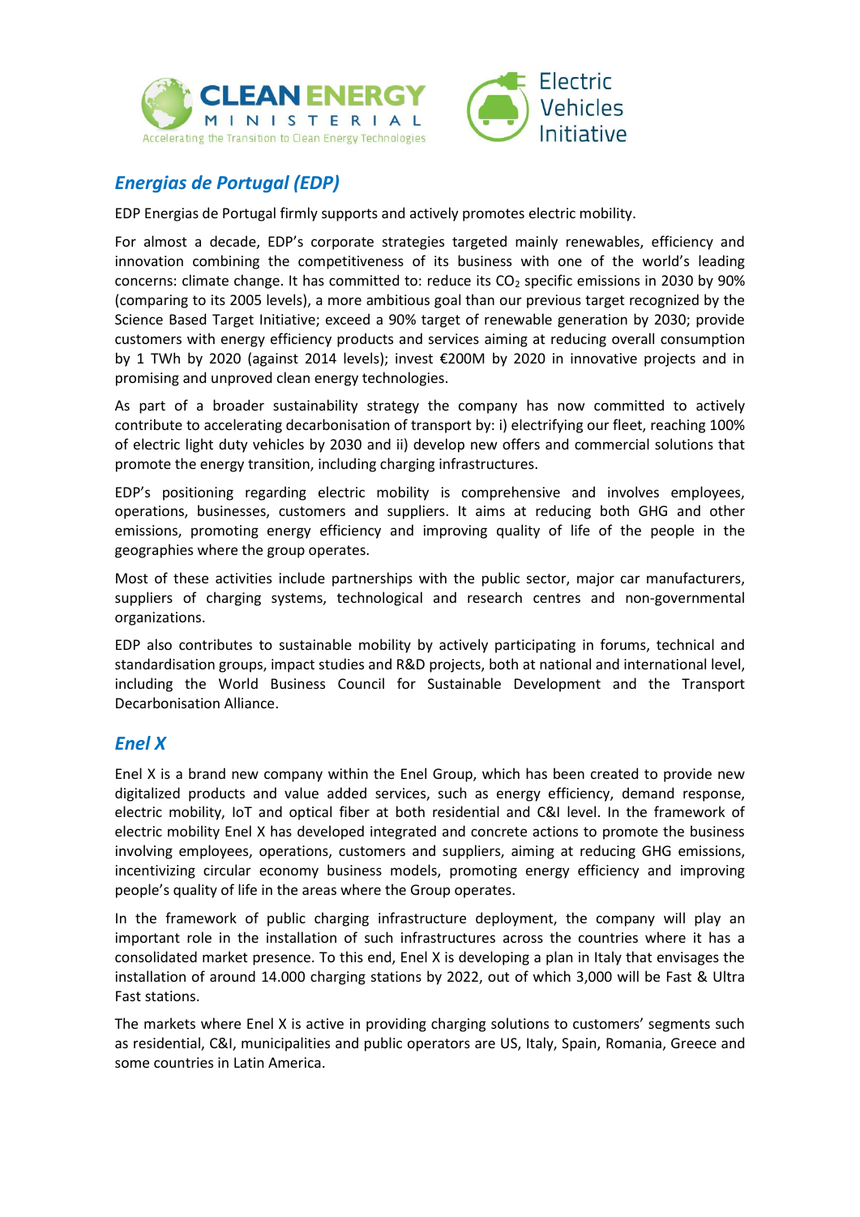## *Energias de Portugal (EDP)*

EDP Energias de Portugal firmly supports and actively promotes electric mobility.

For almost a decade, EDP's corporate strategies targeted mainly renewables, efficiency and innovation combining the competitiveness of its business with one of the world's leading concerns: climate change. It has committed to: reduce its $CO_2$ specific emissions in 2030 by 90% (comparing to its 2005 levels), a more ambitious goal than our previous target recognized by the Science Based Target Initiative; exceed a 90% target of renewable generation by 2030; provide customers with energy efficiency products and services aiming at reducing overall consumption by 1 TWh by 2020 (against 2014 levels); invest €200M by 2020 in innovative projects and in promising and unproved clean energy technologies.

As part of a broader sustainability strategy the company has now committed to actively contribute to accelerating decarbonisation of transport by: i) electrifying our fleet, reaching 100% of electric light duty vehicles by 2030 and ii) develop new offers and commercial solutions that promote the energy transition, including charging infrastructures.

EDP's positioning regarding electric mobility is comprehensive and involves employees, operations, businesses, customers and suppliers. It aims at reducing both GHG and other emissions, promoting energy efficiency and improving quality of life of the people in the geographies where the group operates.

Most of these activities include partnerships with the public sector, major car manufacturers, suppliers of charging systems, technological and research centres and non-governmental organizations.

EDP also contributes to sustainable mobility by actively participating in forums, technical and standardisation groups, impact studies and R&D projects, both at national and international level, including the World Business Council for Sustainable Development and the Transport Decarbonisation Alliance.

## *Enel X*

Enel X is a brand new company within the Enel Group, which has been created to provide new digitalized products and value added services, such as energy efficiency, demand response, electric mobility, IoT and optical fiber at both residential and C&I level. In the framework of electric mobility Enel X has developed integrated and concrete actions to promote the business involving employees, operations, customers and suppliers, aiming at reducing GHG emissions, incentivizing circular economy business models, promoting energy efficiency and improving people's quality of life in the areas where the Group operates.

In the framework of public charging infrastructure deployment, the company will play an important role in the installation of such infrastructures across the countries where it has a consolidated market presence. To this end, Enel X is developing a plan in Italy that envisages the installation of around 14.000 charging stations by 2022, out of which 3,000 will be Fast & Ultra Fast stations.

The markets where Enel X is active in providing charging solutions to customers' segments such as residential, C&I, municipalities and public operators are US, Italy, Spain, Romania, Greece and some countries in Latin America.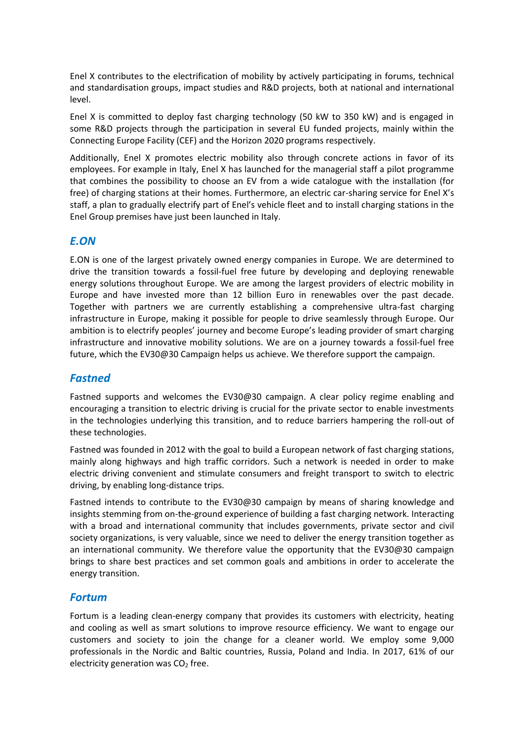Enel X contributes to the electrification of mobility by actively participating in forums, technical and standardisation groups, impact studies and R&D projects, both at national and international level.

Enel X is committed to deploy fast charging technology (50 kW to 350 kW) and is engaged in some R&D projects through the participation in several EU funded projects, mainly within the Connecting Europe Facility (CEF) and the Horizon 2020 programs respectively.

Additionally, Enel X promotes electric mobility also through concrete actions in favor of its employees. For example in Italy, Enel X has launched for the managerial staff a pilot programme that combines the possibility to choose an EV from a wide catalogue with the installation (for free) of charging stations at their homes. Furthermore, an electric car-sharing service for Enel X's staff, a plan to gradually electrify part of Enel's vehicle fleet and to install charging stations in the Enel Group premises have just been launched in Italy.

## *E.ON*

E.ON is one of the largest privately owned energy companies in Europe. We are determined to drive the transition towards a fossil-fuel free future by developing and deploying renewable energy solutions throughout Europe. We are among the largest providers of electric mobility in Europe and have invested more than 12 billion Euro in renewables over the past decade. Together with partners we are currently establishing a comprehensive ultra-fast charging infrastructure in Europe, making it possible for people to drive seamlessly through Europe. Our ambition is to electrify peoples' journey and become Europe's leading provider of smart charging infrastructure and innovative mobility solutions. We are on a journey towards a fossil-fuel free future, which the EV30@30 Campaign helps us achieve. We therefore support the campaign.

## *Fastned*

Fastned supports and welcomes the EV30@30 campaign. A clear policy regime enabling and encouraging a transition to electric driving is crucial for the private sector to enable investments in the technologies underlying this transition, and to reduce barriers hampering the roll-out of these technologies.

Fastned was founded in 2012 with the goal to build a European network of fast charging stations, mainly along highways and high traffic corridors. Such a network is needed in order to make electric driving convenient and stimulate consumers and freight transport to switch to electric driving, by enabling long-distance trips.

Fastned intends to contribute to the EV30@30 campaign by means of sharing knowledge and insights stemming from on-the-ground experience of building a fast charging network. Interacting with a broad and international community that includes governments, private sector and civil society organizations, is very valuable, since we need to deliver the energy transition together as an international community. We therefore value the opportunity that the EV30@30 campaign brings to share best practices and set common goals and ambitions in order to accelerate the energy transition.

## *Fortum*

Fortum is a leading clean-energy company that provides its customers with electricity, heating and cooling as well as smart solutions to improve resource efficiency. We want to engage our customers and society to join the change for a cleaner world. We employ some 9,000 professionals in the Nordic and Baltic countries, Russia, Poland and India. In 2017, 61% of our electricity generation was $CO_2$ free.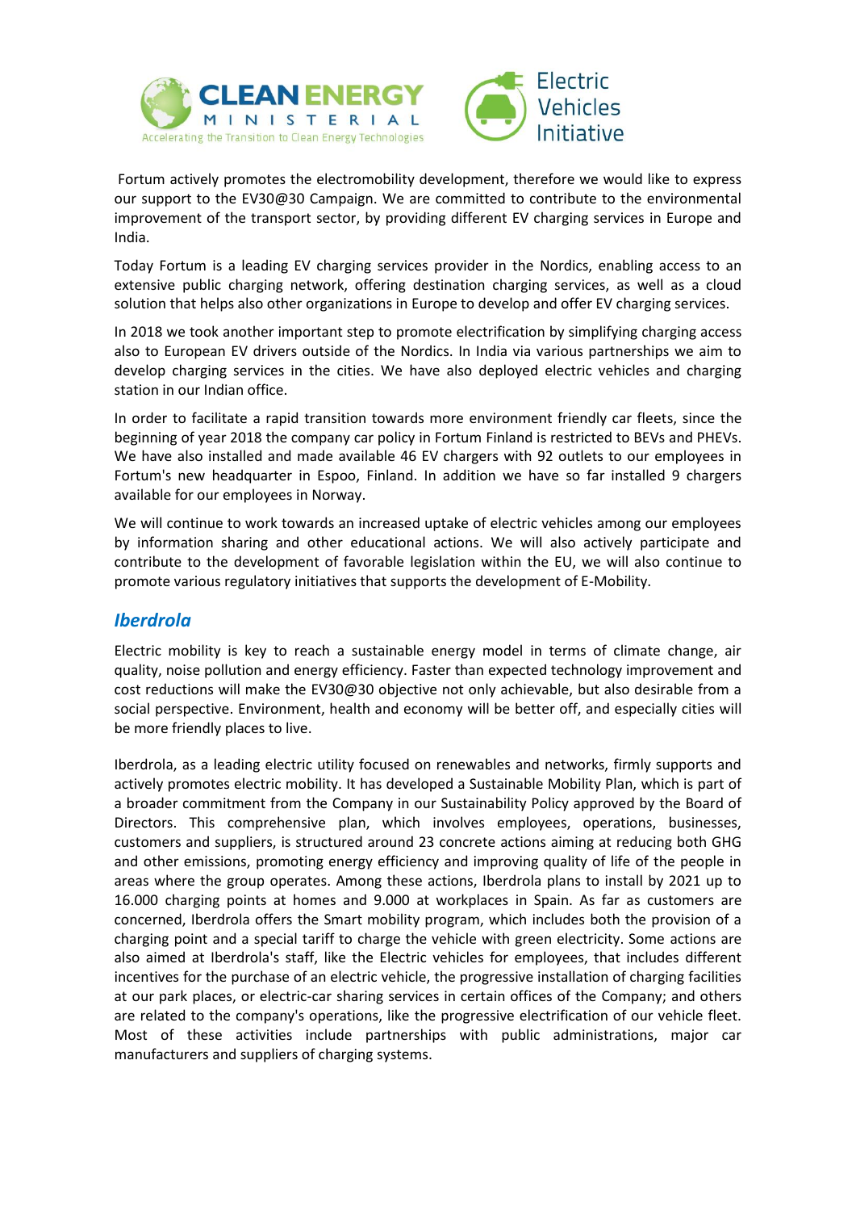Fortum actively promotes the electromobility development, therefore we would like to express our support to the EV30@30 Campaign. We are committed to contribute to the environmental improvement of the transport sector, by providing different EV charging services in Europe and India.

Today Fortum is a leading EV charging services provider in the Nordics, enabling access to an extensive public charging network, offering destination charging services, as well as a cloud solution that helps also other organizations in Europe to develop and offer EV charging services.

In 2018 we took another important step to promote electrification by simplifying charging access also to European EV drivers outside of the Nordics. In India via various partnerships we aim to develop charging services in the cities. We have also deployed electric vehicles and charging station in our Indian office.

In order to facilitate a rapid transition towards more environment friendly car fleets, since the beginning of year 2018 the company car policy in Fortum Finland is restricted to BEVs and PHEVs. We have also installed and made available 46 EV chargers with 92 outlets to our employees in Fortum's new headquarter in Espoo, Finland. In addition we have so far installed 9 chargers available for our employees in Norway.

We will continue to work towards an increased uptake of electric vehicles among our employees by information sharing and other educational actions. We will also actively participate and contribute to the development of favorable legislation within the EU, we will also continue to promote various regulatory initiatives that supports the development of E-Mobility.

## *Iberdrola*

Electric mobility is key to reach a sustainable energy model in terms of climate change, air quality, noise pollution and energy efficiency. Faster than expected technology improvement and cost reductions will make the EV30@30 objective not only achievable, but also desirable from a social perspective. Environment, health and economy will be better off, and especially cities will be more friendly places to live.

Iberdrola, as a leading electric utility focused on renewables and networks, firmly supports and actively promotes electric mobility. It has developed a Sustainable Mobility Plan, which is part of a broader commitment from the Company in our Sustainability Policy approved by the Board of Directors. This comprehensive plan, which involves employees, operations, businesses, customers and suppliers, is structured around 23 concrete actions aiming at reducing both GHG and other emissions, promoting energy efficiency and improving quality of life of the people in areas where the group operates. Among these actions, Iberdrola plans to install by 2021 up to 16.000 charging points at homes and 9.000 at workplaces in Spain. As far as customers are concerned, Iberdrola offers the Smart mobility program, which includes both the provision of a charging point and a special tariff to charge the vehicle with green electricity. Some actions are also aimed at Iberdrola's staff, like the Electric vehicles for employees, that includes different incentives for the purchase of an electric vehicle, the progressive installation of charging facilities at our park places, or electric-car sharing services in certain offices of the Company; and others are related to the company's operations, like the progressive electrification of our vehicle fleet. Most of these activities include partnerships with public administrations, major car manufacturers and suppliers of charging systems.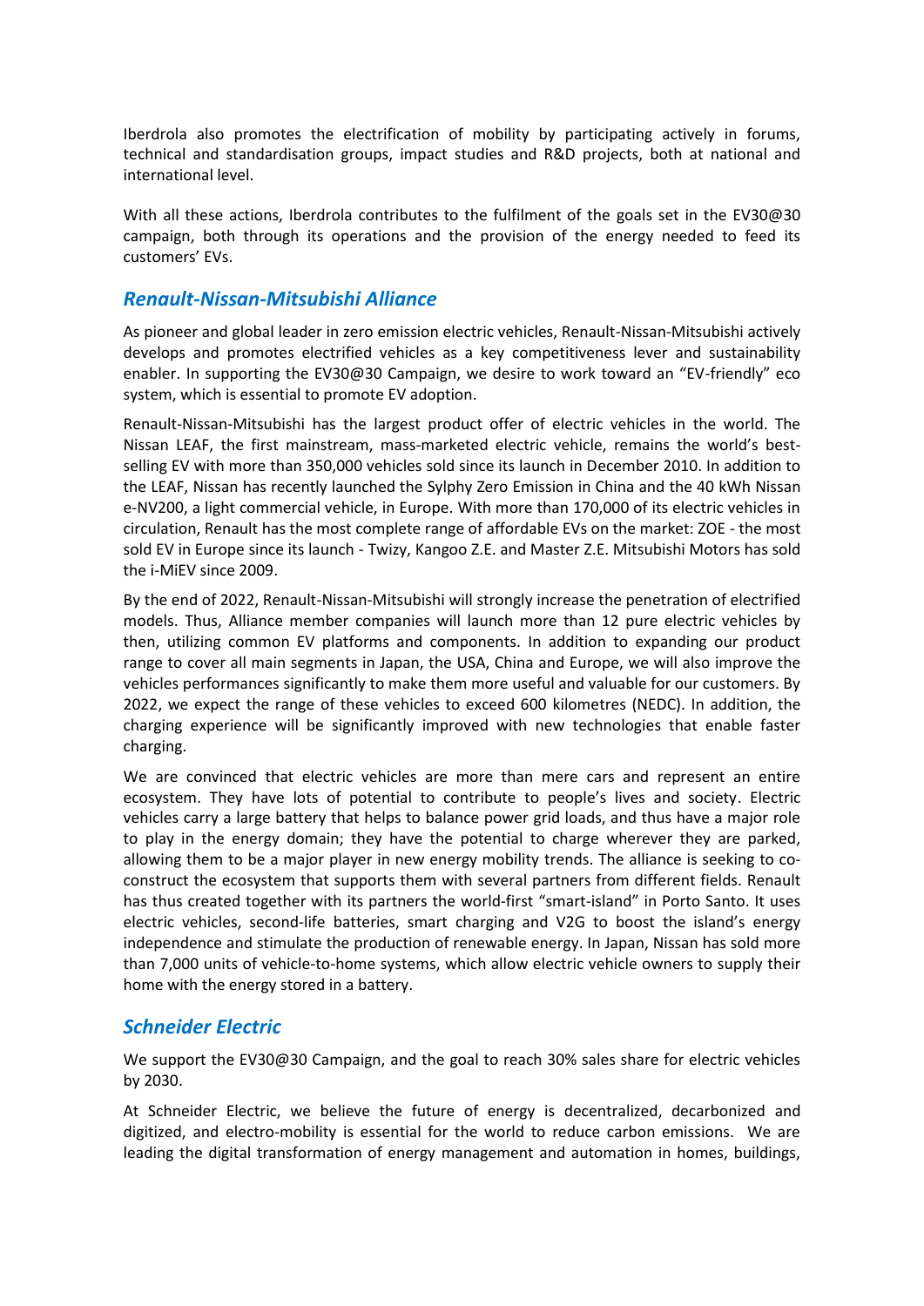Iberdrola also promotes the electrification of mobility by participating actively in forums, technical and standardisation groups, impact studies and R&D projects, both at national and international level.

With all these actions, Iberdrola contributes to the fulfilment of the goals set in the EV30@30 campaign, both through its operations and the provision of the energy needed to feed its customers' EVs.

## *Renault-Nissan-Mitsubishi Alliance*

As pioneer and global leader in zero emission electric vehicles, Renault-Nissan-Mitsubishi actively develops and promotes electrified vehicles as a key competitiveness lever and sustainability enabler. In supporting the EV30@30 Campaign, we desire to work toward an "EV-friendly" eco system, which is essential to promote EV adoption.

Renault-Nissan-Mitsubishi has the largest product offer of electric vehicles in the world. The Nissan LEAF, the first mainstream, mass-marketed electric vehicle, remains the world's best-selling EV with more than 350,000 vehicles sold since its launch in December 2010. In addition to the LEAF, Nissan has recently launched the Sylphy Zero Emission in China and the 40 kWh Nissan e-NV200, a light commercial vehicle, in Europe. With more than 170,000 of its electric vehicles in circulation, Renault has the most complete range of affordable EVs on the market: ZOE - the most sold EV in Europe since its launch - Twizy, Kangoo Z.E. and Master Z.E. Mitsubishi Motors has sold the i-MiEV since 2009.

By the end of 2022, Renault-Nissan-Mitsubishi will strongly increase the penetration of electrified models. Thus, Alliance member companies will launch more than 12 pure electric vehicles by then, utilizing common EV platforms and components. In addition to expanding our product range to cover all main segments in Japan, the USA, China and Europe, we will also improve the vehicles performances significantly to make them more useful and valuable for our customers. By 2022, we expect the range of these vehicles to exceed 600 kilometres (NEDC). In addition, the charging experience will be significantly improved with new technologies that enable faster charging.

We are convinced that electric vehicles are more than mere cars and represent an entire ecosystem. They have lots of potential to contribute to people's lives and society. Electric vehicles carry a large battery that helps to balance power grid loads, and thus have a major role to play in the energy domain; they have the potential to charge wherever they are parked, allowing them to be a major player in new energy mobility trends. The alliance is seeking to co-construct the ecosystem that supports them with several partners from different fields. Renault has thus created together with its partners the world-first "smart-island" in Porto Santo. It uses electric vehicles, second-life batteries, smart charging and V2G to boost the island's energy independence and stimulate the production of renewable energy. In Japan, Nissan has sold more than 7,000 units of vehicle-to-home systems, which allow electric vehicle owners to supply their home with the energy stored in a battery.

## *Schneider Electric*

We support the EV30@30 Campaign, and the goal to reach 30% sales share for electric vehicles by 2030.

At Schneider Electric, we believe the future of energy is decentralized, decarbonized and digitized, and electro-mobility is essential for the world to reduce carbon emissions. We are leading the digital transformation of energy management and automation in homes, buildings,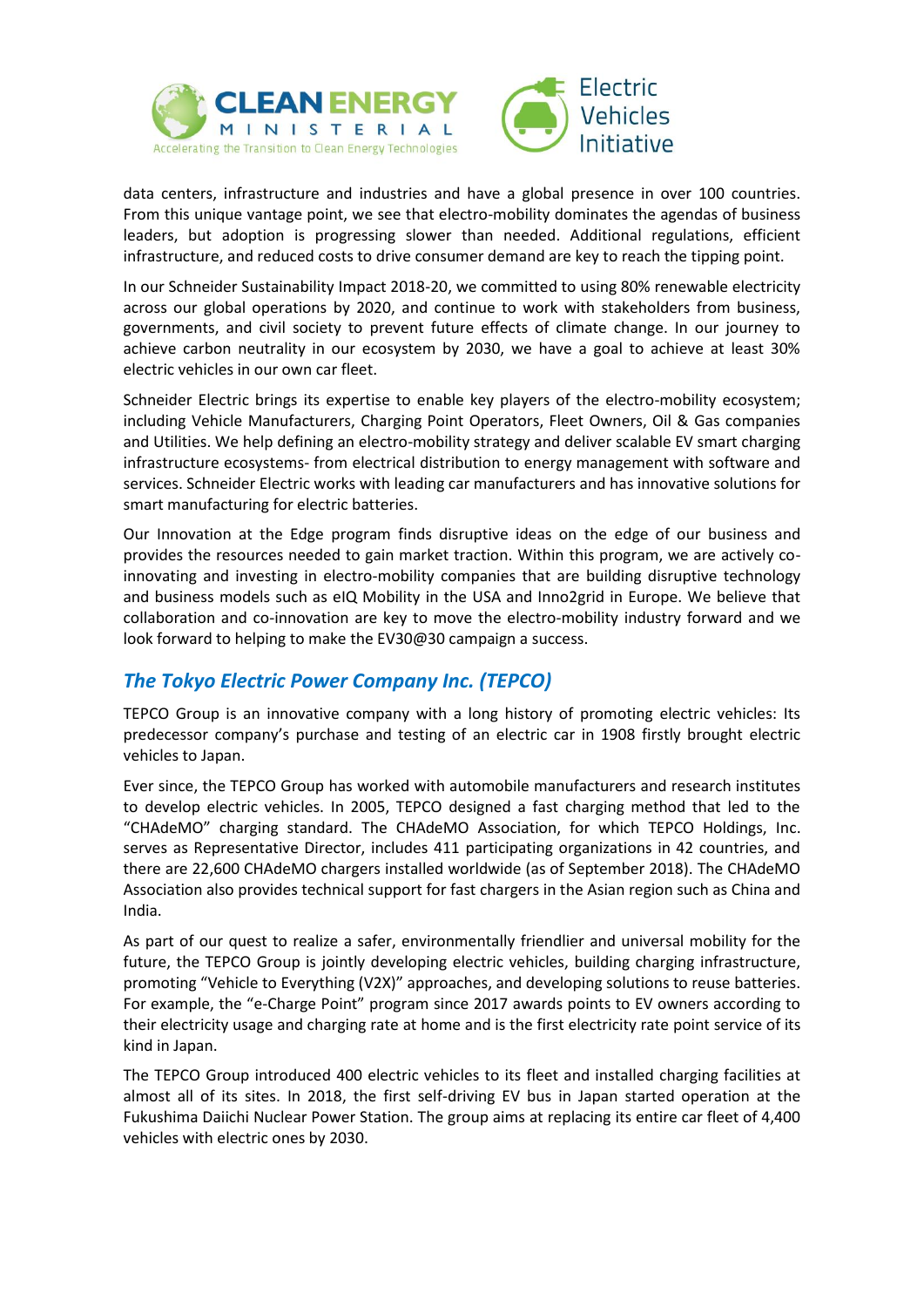data centers, infrastructure and industries and have a global presence in over 100 countries. From this unique vantage point, we see that electro-mobility dominates the agendas of business leaders, but adoption is progressing slower than needed. Additional regulations, efficient infrastructure, and reduced costs to drive consumer demand are key to reach the tipping point.

In our Schneider Sustainability Impact 2018-20, we committed to using 80% renewable electricity across our global operations by 2020, and continue to work with stakeholders from business, governments, and civil society to prevent future effects of climate change. In our journey to achieve carbon neutrality in our ecosystem by 2030, we have a goal to achieve at least 30% electric vehicles in our own car fleet.

Schneider Electric brings its expertise to enable key players of the electro-mobility ecosystem; including Vehicle Manufacturers, Charging Point Operators, Fleet Owners, Oil & Gas companies and Utilities. We help defining an electro-mobility strategy and deliver scalable EV smart charging infrastructure ecosystems- from electrical distribution to energy management with software and services. Schneider Electric works with leading car manufacturers and has innovative solutions for smart manufacturing for electric batteries.

Our Innovation at the Edge program finds disruptive ideas on the edge of our business and provides the resources needed to gain market traction. Within this program, we are actively co-innovating and investing in electro-mobility companies that are building disruptive technology and business models such as eIQ Mobility in the USA and Inno2grid in Europe. We believe that collaboration and co-innovation are key to move the electro-mobility industry forward and we look forward to helping to make the EV30@30 campaign a success.

## *The Tokyo Electric Power Company Inc. (TEPCO)*

TEPCO Group is an innovative company with a long history of promoting electric vehicles: Its predecessor company's purchase and testing of an electric car in 1908 firstly brought electric vehicles to Japan.

Ever since, the TEPCO Group has worked with automobile manufacturers and research institutes to develop electric vehicles. In 2005, TEPCO designed a fast charging method that led to the "CHAdeMO" charging standard. The CHAdeMO Association, for which TEPCO Holdings, Inc. serves as Representative Director, includes 411 participating organizations in 42 countries, and there are 22,600 CHAdeMO chargers installed worldwide (as of September 2018). The CHAdeMO Association also provides technical support for fast chargers in the Asian region such as China and India.

As part of our quest to realize a safer, environmentally friendlier and universal mobility for the future, the TEPCO Group is jointly developing electric vehicles, building charging infrastructure, promoting "Vehicle to Everything (V2X)" approaches, and developing solutions to reuse batteries. For example, the "e-Charge Point" program since 2017 awards points to EV owners according to their electricity usage and charging rate at home and is the first electricity rate point service of its kind in Japan.

The TEPCO Group introduced 400 electric vehicles to its fleet and installed charging facilities at almost all of its sites. In 2018, the first self-driving EV bus in Japan started operation at the Fukushima Daiichi Nuclear Power Station. The group aims at replacing its entire car fleet of 4,400 vehicles with electric ones by 2030.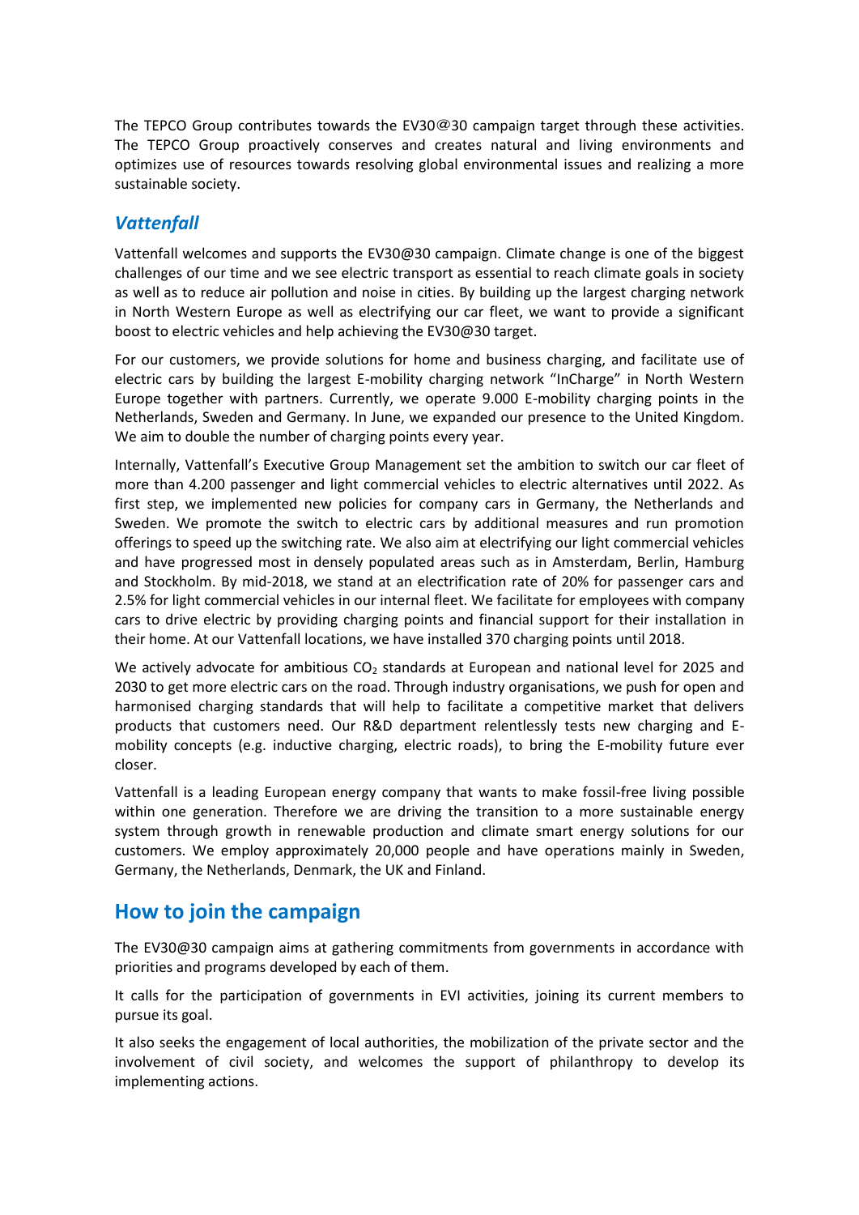The TEPCO Group contributes towards the EV30@30 campaign target through these activities. The TEPCO Group proactively conserves and creates natural and living environments and optimizes use of resources towards resolving global environmental issues and realizing a more sustainable society.

### *Vattenfall*

Vattenfall welcomes and supports the EV30@30 campaign. Climate change is one of the biggest challenges of our time and we see electric transport as essential to reach climate goals in society as well as to reduce air pollution and noise in cities. By building up the largest charging network in North Western Europe as well as electrifying our car fleet, we want to provide a significant boost to electric vehicles and help achieving the EV30@30 target.

For our customers, we provide solutions for home and business charging, and facilitate use of electric cars by building the largest E-mobility charging network "InCharge" in North Western Europe together with partners. Currently, we operate 9.000 E-mobility charging points in the Netherlands, Sweden and Germany. In June, we expanded our presence to the United Kingdom. We aim to double the number of charging points every year.

Internally, Vattenfall's Executive Group Management set the ambition to switch our car fleet of more than 4.200 passenger and light commercial vehicles to electric alternatives until 2022. As first step, we implemented new policies for company cars in Germany, the Netherlands and Sweden. We promote the switch to electric cars by additional measures and run promotion offerings to speed up the switching rate. We also aim at electrifying our light commercial vehicles and have progressed most in densely populated areas such as in Amsterdam, Berlin, Hamburg and Stockholm. By mid-2018, we stand at an electrification rate of 20% for passenger cars and 2.5% for light commercial vehicles in our internal fleet. We facilitate for employees with company cars to drive electric by providing charging points and financial support for their installation in their home. At our Vattenfall locations, we have installed 370 charging points until 2018.

We actively advocate for ambitious $CO_2$ standards at European and national level for 2025 and 2030 to get more electric cars on the road. Through industry organisations, we push for open and harmonised charging standards that will help to facilitate a competitive market that delivers products that customers need. Our R&D department relentlessly tests new charging and E-mobility concepts (e.g. inductive charging, electric roads), to bring the E-mobility future ever closer.

Vattenfall is a leading European energy company that wants to make fossil-free living possible within one generation. Therefore we are driving the transition to a more sustainable energy system through growth in renewable production and climate smart energy solutions for our customers. We employ approximately 20,000 people and have operations mainly in Sweden, Germany, the Netherlands, Denmark, the UK and Finland.

## How to join the campaign

The EV30@30 campaign aims at gathering commitments from governments in accordance with priorities and programs developed by each of them.

It calls for the participation of governments in EVI activities, joining its current members to pursue its goal.

It also seeks the engagement of local authorities, the mobilization of the private sector and the involvement of civil society, and welcomes the support of philanthropy to develop its implementing actions.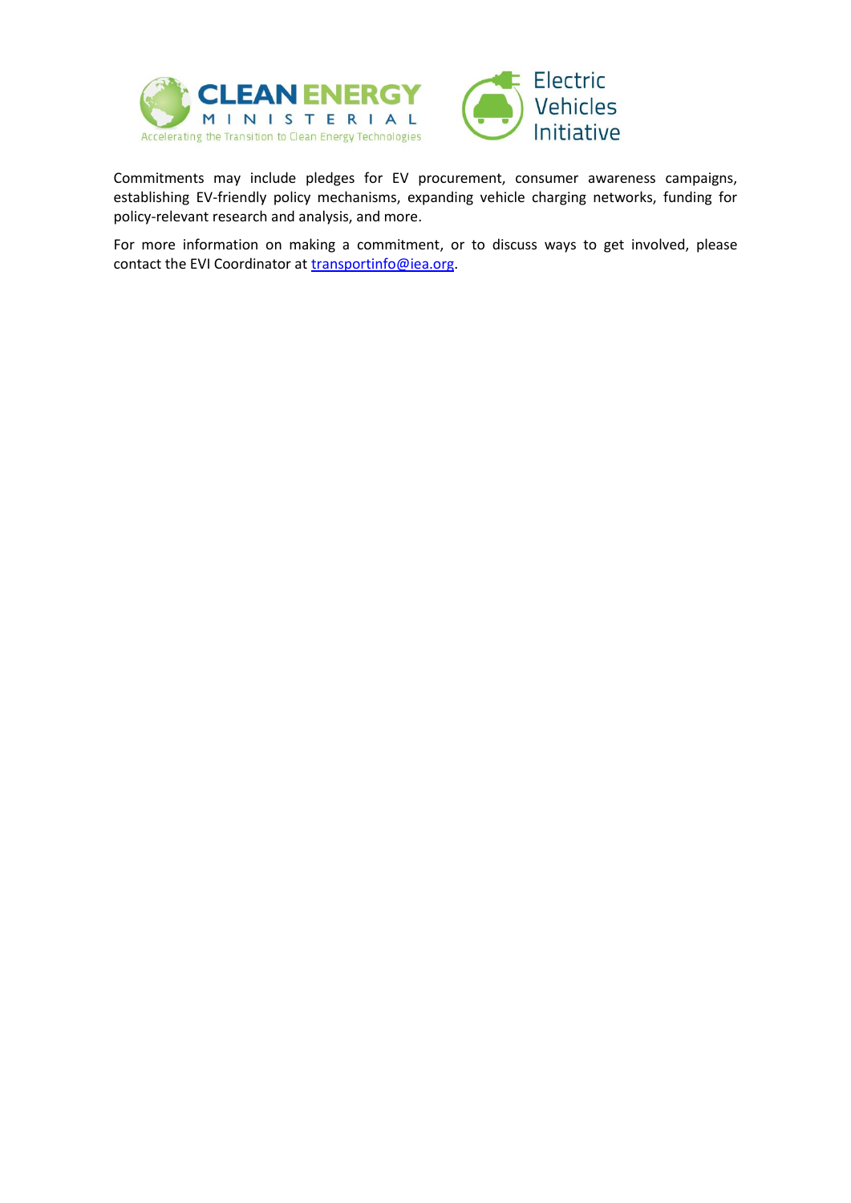Commitments may include pledges for EV procurement, consumer awareness campaigns, establishing EV-friendly policy mechanisms, expanding vehicle charging networks, funding for policy-relevant research and analysis, and more.

For more information on making a commitment, or to discuss ways to get involved, please contact the EVI Coordinator at transportinfo@iea.org.